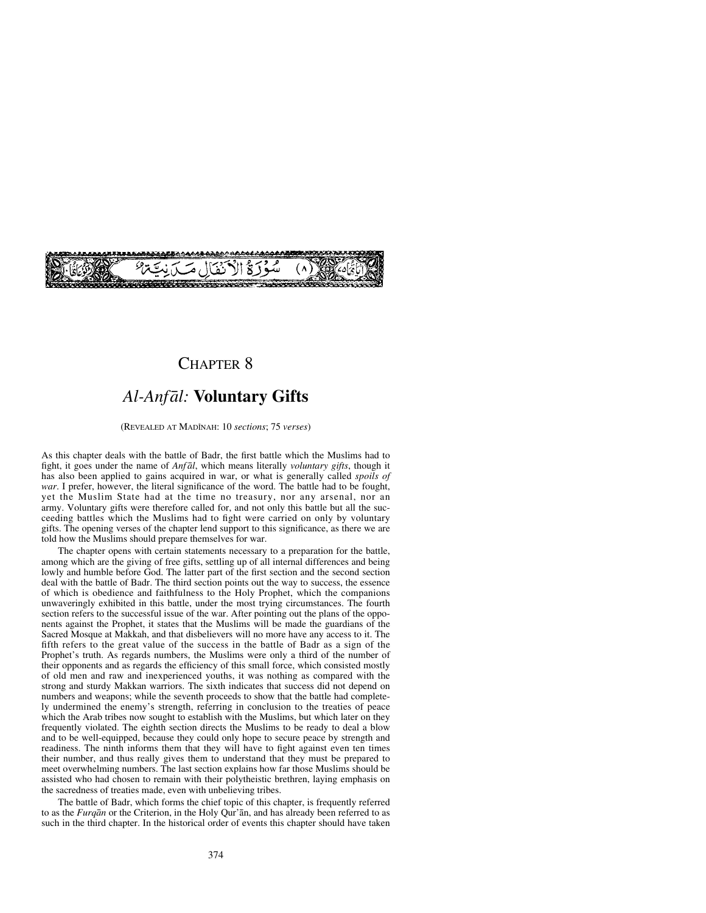سُورَةُ الْأَنْفَالِ مَدَنِيَّةٌ (٨)

# CHAPTER 8

## *Al-Anfāl:* Voluntary Gifts

(REVEALED AT MADĪNAH: 10 *sections*; 75 *verses*)

As this chapter deals with the battle of Badr, the first battle which the Muslims had to fight, it goes under the name of *Anfāl*, which means literally *voluntary gifts*, though it has also been applied to gains acquired in war, or what is generally called *spoils of war*. I prefer, however, the literal significance of the word. The battle had to be fought, yet the Muslim State had at the time no treasury, nor any arsenal, nor an army. Voluntary gifts were therefore called for, and not only this battle but all the succeeding battles which the Muslims had to fight were carried on only by voluntary gifts. The opening verses of the chapter lend support to this significance, as there we are told how the Muslims should prepare themselves for war.

The chapter opens with certain statements necessary to a preparation for the battle, among which are the giving of free gifts, settling up of all internal differences and being lowly and humble before God. The latter part of the first section and the second section deal with the battle of Badr. The third section points out the way to success, the essence of which is obedience and faithfulness to the Holy Prophet, which the companions unwaveringly exhibited in this battle, under the most trying circumstances. The fourth section refers to the successful issue of the war. After pointing out the plans of the opponents against the Prophet, it states that the Muslims will be made the guardians of the Sacred Mosque at Makkah, and that disbelievers will no more have any access to it. The fifth refers to the great value of the success in the battle of Badr as a sign of the Prophet's truth. As regards numbers, the Muslims were only a third of the number of their opponents and as regards the efficiency of this small force, which consisted mostly of old men and raw and inexperienced youths, it was nothing as compared with the strong and sturdy Makkan warriors. The sixth indicates that success did not depend on numbers and weapons; while the seventh proceeds to show that the battle had completely undermined the enemy's strength, referring in conclusion to the treaties of peace which the Arab tribes now sought to establish with the Muslims, but which later on they frequently violated. The eighth section directs the Muslims to be ready to deal a blow and to be well-equipped, because they could only hope to secure peace by strength and readiness. The ninth informs them that they will have to fight against even ten times their number, and thus really gives them to understand that they must be prepared to meet overwhelming numbers. The last section explains how far those Muslims should be assisted who had chosen to remain with their polytheistic brethren, laying emphasis on the sacredness of treaties made, even with unbelieving tribes.

The battle of Badr, which forms the chief topic of this chapter, is frequently referred to as the *Furqān* or the Criterion, in the Holy Qur'ān, and has already been referred to as such in the third chapter. In the historical order of events this chapter should have taken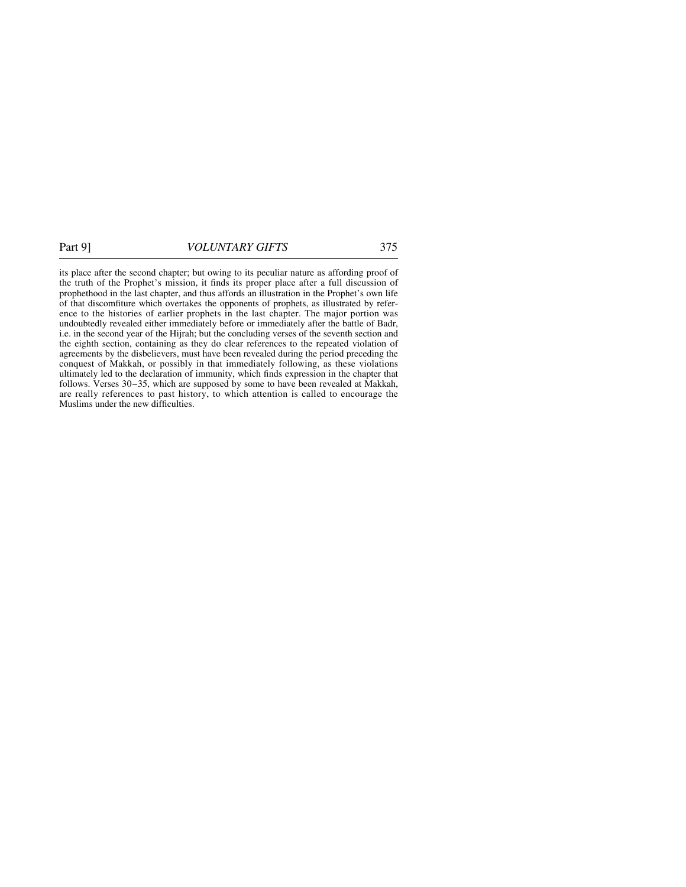its place after the second chapter; but owing to its peculiar nature as affording proof of the truth of the Prophet's mission, it finds its proper place after a full discussion of prophethood in the last chapter, and thus affords an illustration in the Prophet's own life of that discomfiture which overtakes the opponents of prophets, as illustrated by reference to the histories of earlier prophets in the last chapter. The major portion was undoubtedly revealed either immediately before or immediately after the battle of Badr, i.e. in the second year of the Hijrah; but the concluding verses of the seventh section and the eighth section, containing as they do clear references to the repeated violation of agreements by the disbelievers, must have been revealed during the period preceding the conquest of Makkah, or possibly in that immediately following, as these violations ultimately led to the declaration of immunity, which finds expression in the chapter that follows. Verses 30–35, which are supposed by some to have been revealed at Makkah, are really references to past history, to which attention is called to encourage the Muslims under the new difficulties.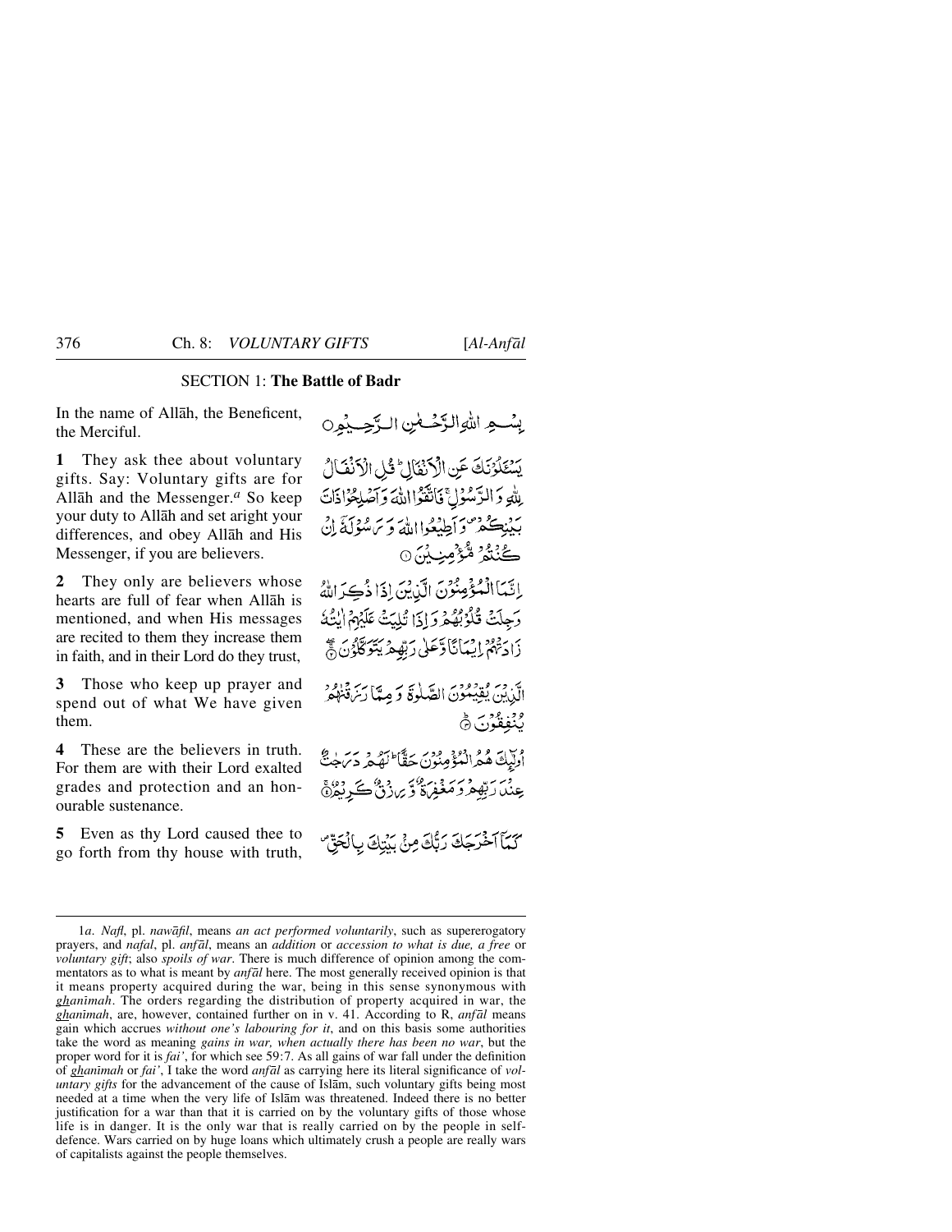## SECTION 1: **The Battle of Badr**

In the name of Allāh, the Beneficent, the Merciful.

بِسْمِ اللّٰهِ الرَّحْمٰنِ الرَّحِيْمِ ○

**1** They ask thee about voluntary gifts. Say: Voluntary gifts are for Allāh and the Messenger.[a] So keep your duty to Allāh and set aright your differences, and obey Allāh and His Messenger, if you are believers.

يَسْـَٔلُوْنَكَ عَنِ الْاَنْفَالِ ؕ قُلِ الْاَنْفَالُ لِلّٰهِ وَ الرَّسُوْلِ ۚ فَاتَّقُوا اللّٰهَ وَ اَصْلِحُوْا ذَاتَ بَيْنِكُمْ ۪ وَ اَطِيْعُوا اللّٰهَ وَ رَسُوْلَهٗۤ اِنْ كُنْتُمْ مُّؤْمِنِيْنَ ①

**2** They only are believers whose hearts are full of fear when Allāh is mentioned, and when His messages are recited to them they increase them in faith, and in their Lord do they trust,

اِنَّمَا الْمُؤْمِنُوْنَ الَّذِيْنَ اِذَا ذُكِرَ اللّٰهُ وَجِلَتْ قُلُوْبُهُمْ وَ اِذَا تُلِيَتْ عَلَيْهِمْ اٰيٰتُهٗ زَادَتْهُمْ اِيْمَانًا وَّ عَلٰى رَبِّهِمْ يَتَوَكَّلُوْنَ ②

**3** Those who keep up prayer and spend out of what We have given them.

الَّذِيْنَ يُقِيْمُوْنَ الصَّلٰوةَ وَ مِمَّا رَزَقْنٰهُمْ يُنْفِقُوْنَ ③

**4** These are the believers in truth. For them are with their Lord exalted grades and protection and an honourable sustenance.

اُولٰٓئِكَ هُمُ الْمُؤْمِنُوْنَ حَقًّا ؕ لَهُمْ دَرَجٰتٌ عِنْدَ رَبِّهِمْ وَ مَغْفِرَةٌ وَّ رِزْقٌ كَرِيْمٌ ④

**5** Even as thy Lord caused thee to go forth from thy house with truth,

كَمَاۤ اَخْرَجَكَ رَبُّكَ مِنْ بَيْتِكَ بِالْحَقِّ ۪

---

1*a*. *Nafl*, pl. *nawāfil*, means *an act performed voluntarily*, such as supererogatory prayers, and *nafal*, pl. *anfāl*, means an *addition* or *accession to what is due, a free* or *voluntary gift*; also *spoils of war*. There is much difference of opinion among the commentators as to what is meant by *anfāl* here. The most generally received opinion is that it means property acquired during the war, being in this sense synonymous with *ghanīmah*. The orders regarding the distribution of property acquired in war, the *ghanīmah*, are, however, contained further on in v. 41. According to R, *anfāl* means gain which accrues *without one's labouring for it*, and on this basis some authorities take the word as meaning *gains in war, when actually there has been no war*, but the proper word for it is *fai'*, for which see 59:7. As all gains of war fall under the definition of *ghanīmah* or *fai'*, I take the word *anfāl* as carrying here its literal significance of *voluntary gifts* for the advancement of the cause of Islām, such voluntary gifts being most needed at a time when the very life of Islām was threatened. Indeed there is no better justification for a war than that it is carried on by the voluntary gifts of those whose life is in danger. It is the only war that is really carried on by the people in self-defence. Wars carried on by huge loans which ultimately crush a people are really wars of capitalists against the people themselves.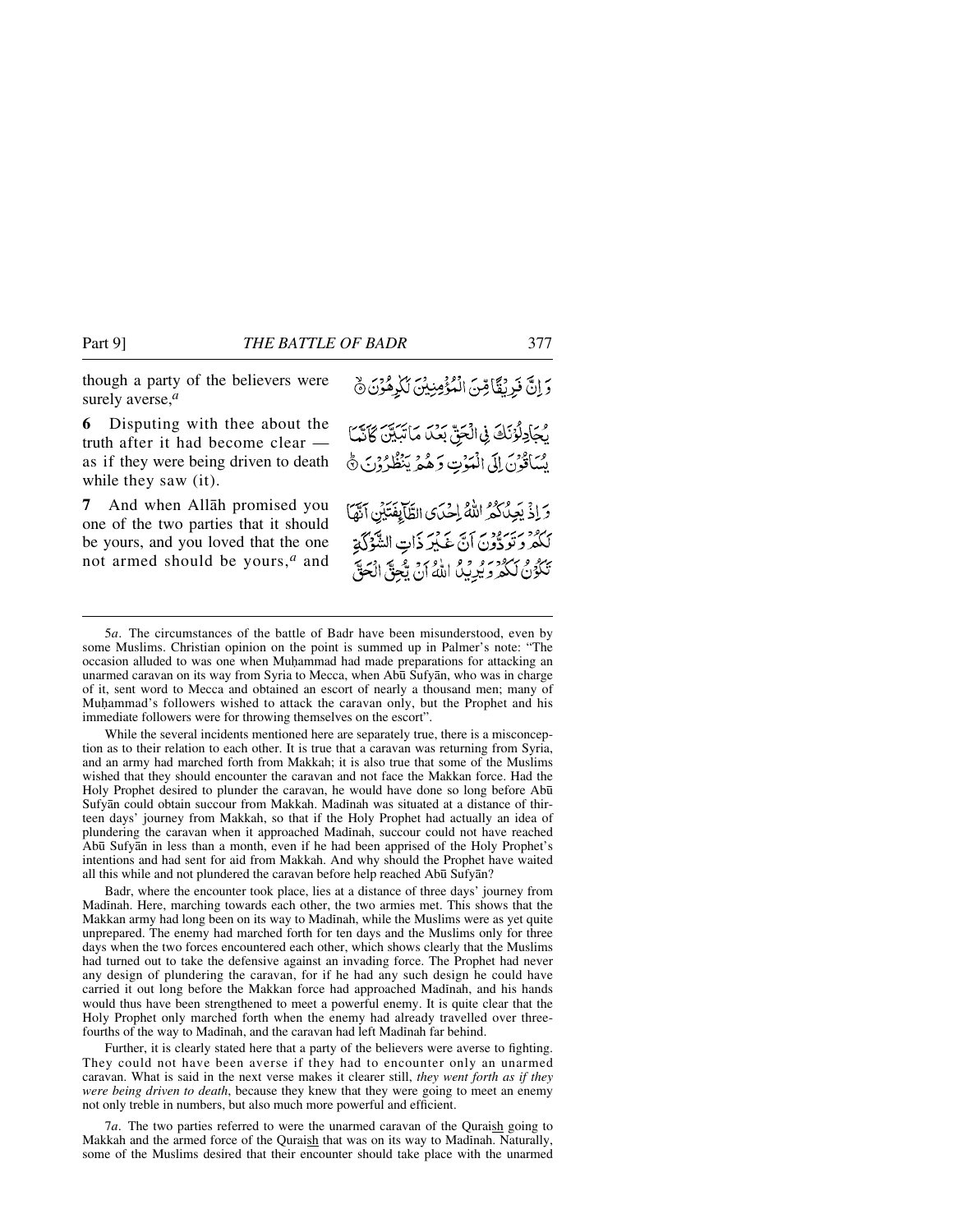though a party of the believers were surely averse,[a]

وَ اِنَّ فَرِيْقًا مِّنَ الْمُؤْمِنِيْنَ لَكٰرِهُوْنَ ۙ

**6** Disputing with thee about the truth after it had become clear — as if they were being driven to death while they saw (it).

يُجَادِلُوْنَكَ فِي الْحَقِّ بَعْدَ مَا تَبَيَّنَ كَاَنَّمَا يُسَاقُوْنَ اِلَى الْمَوْتِ وَ هُمْ يَنْظُرُوْنَ ؕ

**7** And when Allāh promised you one of the two parties that it should be yours, and you loved that the one not armed should be yours,[a] and

وَ اِذْ يَعِدُكُمُ اللّٰهُ اِحْدَى الطَّآئِفَتَيْنِ اَنَّهَا لَكُمْ وَ تَوَدُّوْنَ اَنَّ غَيْرَ ذَاتِ الشَّوْكَةِ تَكُوْنُ لَكُمْ وَ يُرِيْدُ اللّٰهُ اَنْ يُّحِقَّ الْحَقَّ

---

5*a*. The circumstances of the battle of Badr have been misunderstood, even by some Muslims. Christian opinion on the point is summed up in Palmer's note: "The occasion alluded to was one when Muḥammad had made preparations for attacking an unarmed caravan on its way from Syria to Mecca, when Abū Sufyān, who was in charge of it, sent word to Mecca and obtained an escort of nearly a thousand men; many of Muḥammad's followers wished to attack the caravan only, but the Prophet and his immediate followers were for throwing themselves on the escort".

While the several incidents mentioned here are separately true, there is a misconception as to their relation to each other. It is true that a caravan was returning from Syria, and an army had marched forth from Makkah; it is also true that some of the Muslims wished that they should encounter the caravan and not face the Makkan force. Had the Holy Prophet desired to plunder the caravan, he would have done so long before Abū Sufyān could obtain succour from Makkah. Madīnah was situated at a distance of thirteen days' journey from Makkah, so that if the Holy Prophet had actually an idea of plundering the caravan when it approached Madīnah, succour could not have reached Abū Sufyān in less than a month, even if he had been apprised of the Holy Prophet's intentions and had sent for aid from Makkah. And why should the Prophet have waited all this while and not plundered the caravan before help reached Abū Sufyān?

Badr, where the encounter took place, lies at a distance of three days' journey from Madīnah. Here, marching towards each other, the two armies met. This shows that the Makkan army had long been on its way to Madīnah, while the Muslims were as yet quite unprepared. The enemy had marched forth for ten days and the Muslims only for three days when the two forces encountered each other, which shows clearly that the Muslims had turned out to take the defensive against an invading force. The Prophet had never any design of plundering the caravan, for if he had any such design he could have carried it out long before the Makkan force had approached Madīnah, and his hands would thus have been strengthened to meet a powerful enemy. It is quite clear that the Holy Prophet only marched forth when the enemy had already travelled over three-fourths of the way to Madīnah, and the caravan had left Madīnah far behind.

Further, it is clearly stated here that a party of the believers were averse to fighting. They could not have been averse if they had to encounter only an unarmed caravan. What is said in the next verse makes it clearer still, *they went forth as if they were being driven to death*, because they knew that they were going to meet an enemy not only treble in numbers, but also much more powerful and efficient.

7*a*. The two parties referred to were the unarmed caravan of the Quraish going to Makkah and the armed force of the Quraish that was on its way to Madīnah. Naturally, some of the Muslims desired that their encounter should take place with the unarmed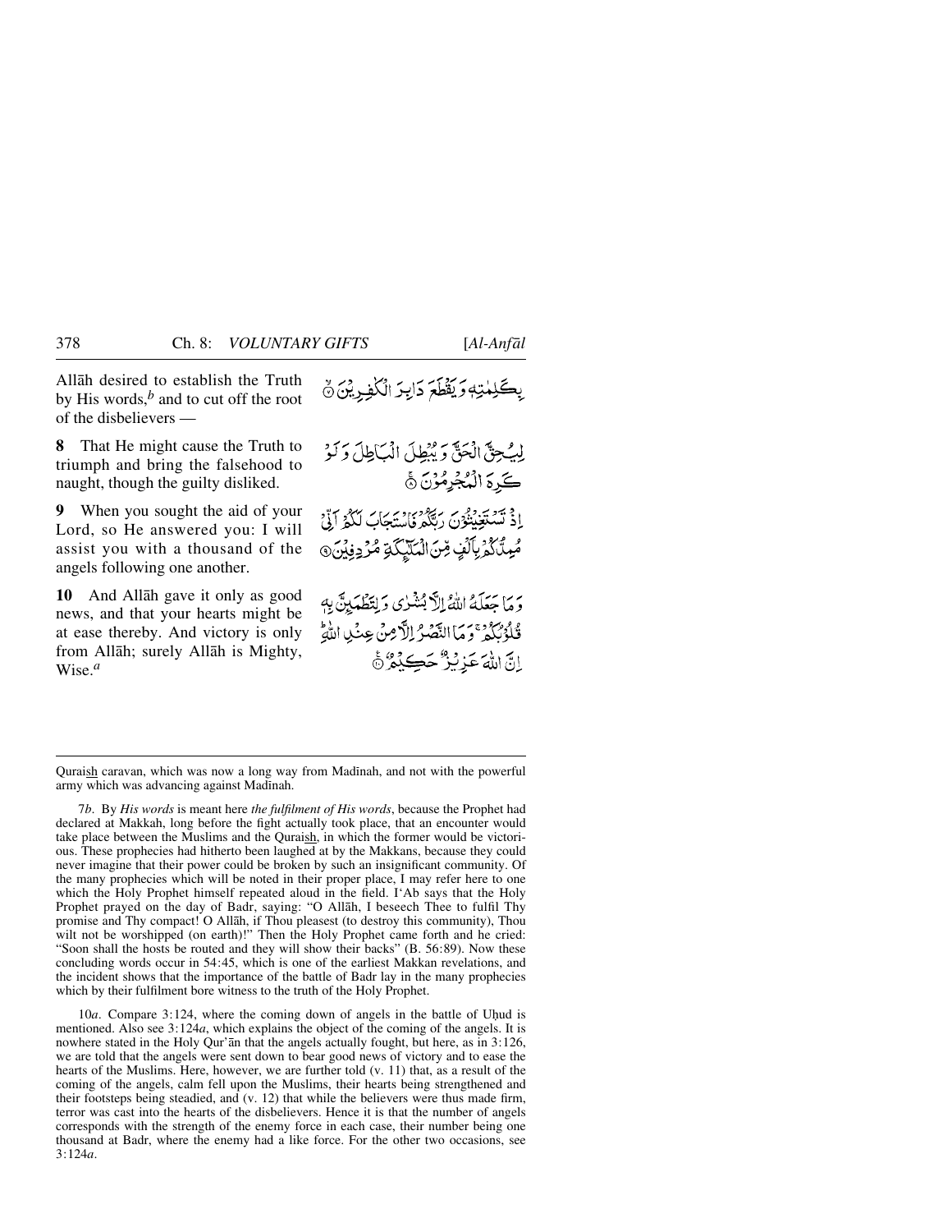Allāh desired to establish the Truth by His words,[b] and to cut off the root of the disbelievers —

بِكَلِمٰتِهٖ وَ يَقۡطَعَ دَابِرَ الۡكٰفِرِيۡنَ ۙ﴿۷﴾

**8** That He might cause the Truth to triumph and bring the falsehood to naught, though the guilty disliked.

لِيُحِقَّ الۡحَقَّ وَ يُبۡطِلَ الۡبَاطِلَ وَ لَوۡ كَرِهَ الۡمُجۡرِمُوۡنَ ۚ﴿۸﴾

**9** When you sought the aid of your Lord, so He answered you: I will assist you with a thousand of the angels following one another.

اِذۡ تَسۡتَغِيۡثُوۡنَ رَبَّكُمۡ فَاسۡتَجَابَ لَكُمۡ اَنِّيۡ مُمِدُّكُمۡ بِاَلۡفٍ مِّنَ الۡمَلٰٓئِكَةِ مُرۡدِفِيۡنَ ﴿۹﴾

**10** And Allāh gave it only as good news, and that your hearts might be at ease thereby. And victory is only from Allāh; surely Allāh is Mighty, Wise.[a]

وَ مَا جَعَلَهُ اللّٰهُ اِلَّا بُشۡرٰى وَ لِتَطۡمَئِنَّ بِهٖ قُلُوۡبُكُمۡ ۚ وَ مَا النَّصۡرُ اِلَّا مِنۡ عِنۡدِ اللّٰهِ ؕ اِنَّ اللّٰهَ عَزِيۡزٌ حَكِيۡمٌ ﴿۱۰﴾

---

Quraish caravan, which was now a long way from Madīnah, and not with the powerful army which was advancing against Madīnah.

7*b*. By *His words* is meant here *the fulfilment of His words*, because the Prophet had declared at Makkah, long before the fight actually took place, that an encounter would take place between the Muslims and the Quraish, in which the former would be victorious. These prophecies had hitherto been laughed at by the Makkans, because they could never imagine that their power could be broken by such an insignificant community. Of the many prophecies which will be noted in their proper place, I may refer here to one which the Holy Prophet himself repeated aloud in the field. I'Ab says that the Holy Prophet prayed on the day of Badr, saying: "O Allāh, I beseech Thee to fulfil Thy promise and Thy compact! O Allāh, if Thou pleasest (to destroy this community), Thou wilt not be worshipped (on earth)!" Then the Holy Prophet came forth and he cried: "Soon shall the hosts be routed and they will show their backs" (B. 56:89). Now these concluding words occur in 54:45, which is one of the earliest Makkan revelations, and the incident shows that the importance of the battle of Badr lay in the many prophecies which by their fulfilment bore witness to the truth of the Holy Prophet.

10*a*. Compare 3:124, where the coming down of angels in the battle of Uḥud is mentioned. Also see 3:124*a*, which explains the object of the coming of the angels. It is nowhere stated in the Holy Qur'ān that the angels actually fought, but here, as in 3:126, we are told that the angels were sent down to bear good news of victory and to ease the hearts of the Muslims. Here, however, we are further told (v. 11) that, as a result of the coming of the angels, calm fell upon the Muslims, their hearts being strengthened and their footsteps being steadied, and (v. 12) that while the believers were thus made firm, terror was cast into the hearts of the disbelievers. Hence it is that the number of angels corresponds with the strength of the enemy force in each case, their number being one thousand at Badr, where the enemy had a like force. For the other two occasions, see 3:124*a*.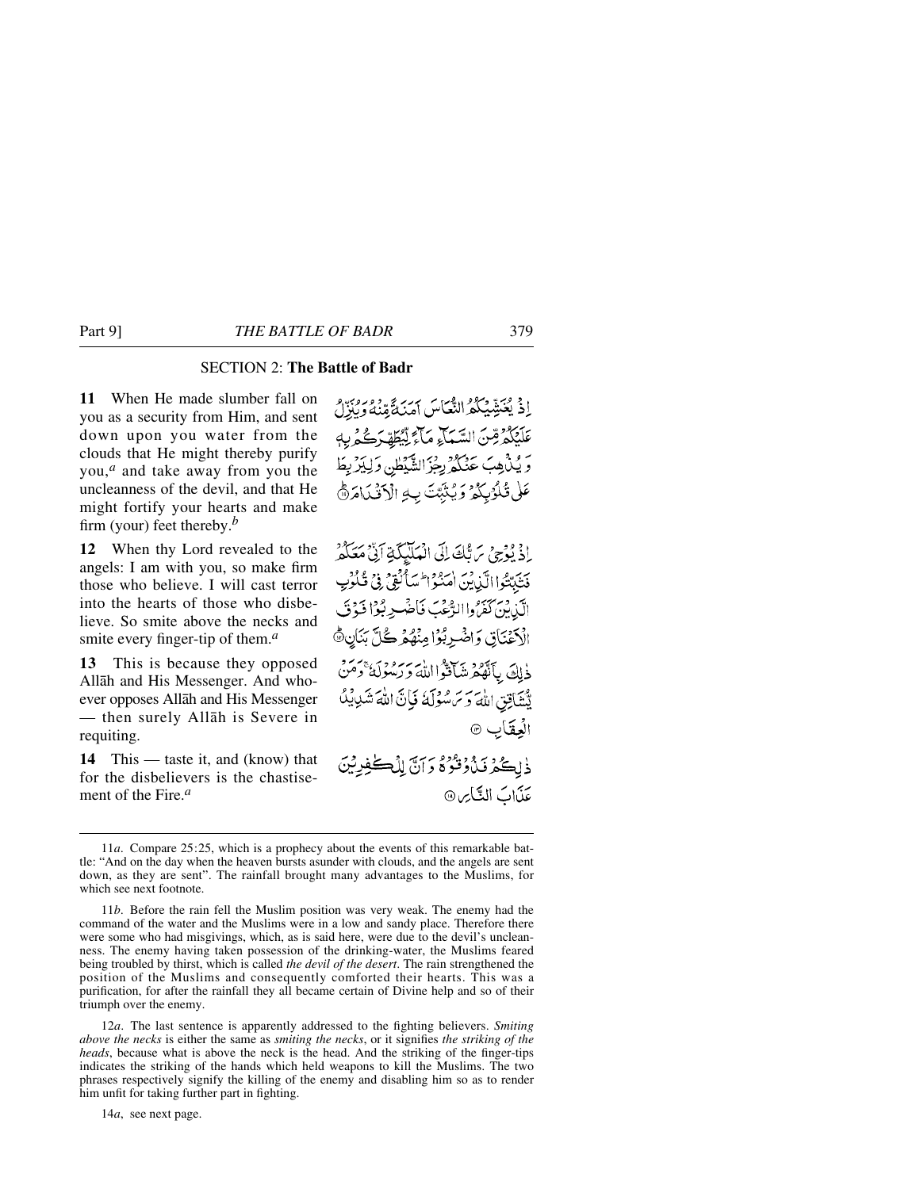## SECTION 2: **The Battle of Badr**

**11** When He made slumber fall on you as a security from Him, and sent down upon you water from the clouds that He might thereby purify you,[a] and take away from you the uncleanness of the devil, and that He might fortify your hearts and make firm (your) feet thereby.[b]

إِذْ يُغَشِّيكُمُ النُّعَاسَ أَمَنَةً مِّنْهُ وَيُنَزِّلُ عَلَيْكُم مِّنَ السَّمَاءِ مَاءً لِّيُطَهِّرَكُم بِهِ وَيُذْهِبَ عَنكُمْ رِجْزَ الشَّيْطَانِ وَلِيَرْبِطَ عَلَىٰ قُلُوبِكُمْ وَيُثَبِّتَ بِهِ الْأَقْدَامَ ﴿١١﴾

**12** When thy Lord revealed to the angels: I am with you, so make firm those who believe. I will cast terror into the hearts of those who disbelieve. So smite above the necks and smite every finger-tip of them.[a]

إِذْ يُوحِي رَبُّكَ إِلَى الْمَلَائِكَةِ أَنِّي مَعَكُمْ فَثَبِّتُوا الَّذِينَ آمَنُوا ۚ سَأُلْقِي فِي قُلُوبِ الَّذِينَ كَفَرُوا الرُّعْبَ فَاضْرِبُوا فَوْقَ الْأَعْنَاقِ وَاضْرِبُوا مِنْهُمْ كُلَّ بَنَانٍ ﴿١٢﴾

**13** This is because they opposed Allāh and His Messenger. And whoever opposes Allāh and His Messenger — then surely Allāh is Severe in requiting.

ذَٰلِكَ بِأَنَّهُمْ شَاقُّوا اللَّهَ وَرَسُولَهُ ۚ وَمَن يُشَاقِقِ اللَّهَ وَرَسُولَهُ فَإِنَّ اللَّهَ شَدِيدُ الْعِقَابِ ﴿١٣﴾

**14** This — taste it, and (know) that for the disbelievers is the chastisement of the Fire.[a]

ذَٰلِكُمْ فَذُوقُوهُ وَأَنَّ لِلْكَافِرِينَ عَذَابَ النَّارِ ﴿١٤﴾

---

11*a*. Compare 25:25, which is a prophecy about the events of this remarkable battle: "And on the day when the heaven bursts asunder with clouds, and the angels are sent down, as they are sent". The rainfall brought many advantages to the Muslims, for which see next footnote.

11*b*. Before the rain fell the Muslim position was very weak. The enemy had the command of the water and the Muslims were in a low and sandy place. Therefore there were some who had misgivings, which, as is said here, were due to the devil's uncleanness. The enemy having taken possession of the drinking-water, the Muslims feared being troubled by thirst, which is called *the devil of the desert*. The rain strengthened the position of the Muslims and consequently comforted their hearts. This was a purification, for after the rainfall they all became certain of Divine help and so of their triumph over the enemy.

12*a*. The last sentence is apparently addressed to the fighting believers. *Smiting above the necks* is either the same as *smiting the necks*, or it signifies *the striking of the heads*, because what is above the neck is the head. And the striking of the finger-tips indicates the striking of the hands which held weapons to kill the Muslims. The two phrases respectively signify the killing of the enemy and disabling him so as to render him unfit for taking further part in fighting.

14*a*, see next page.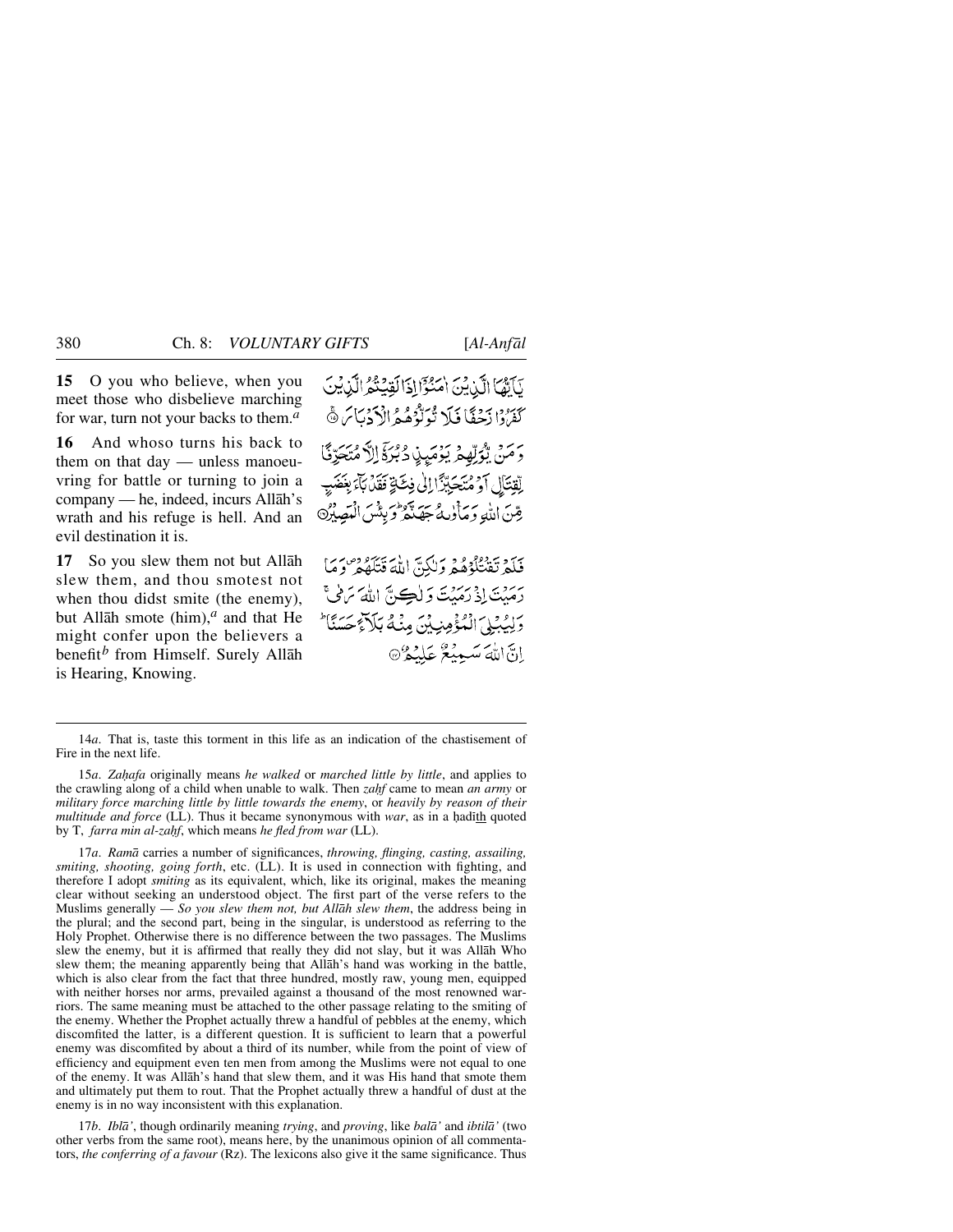**15** O you who believe, when you meet those who disbelieve marching for war, turn not your backs to them.[a]

يَاَيُّهَا الَّذِيْنَ اٰمَنُوْٓا اِذَا لَقِيْتُمُ الَّذِيْنَ كَفَرُوْا زَحْفًا فَلَا تُوَلُّوْهُمُ الْاَدْبَارَ ۝

**16** And whoso turns his back to them on that day — unless manoeuvring for battle or turning to join a company — he, indeed, incurs Allāh's wrath and his refuge is hell. And an evil destination it is.

وَمَنْ يُّوَلِّهِمْ يَوْمَئِذٍ دُبُرَهٗٓ اِلَّا مُتَحَرِّفًا لِّقِتَالٍ اَوْ مُتَحَيِّزًا اِلٰى فِئَةٍ فَقَدْ بَآءَ بِغَضَبٍ مِّنَ اللّٰهِ وَمَاْوٰىهُ جَهَنَّمُ ۭ وَبِئْسَ الْمَصِيْرُ ۝

**17** So you slew them not but Allāh slew them, and thou smotest not when thou didst smite (the enemy), but Allāh smote (him),[a] and that He might confer upon the believers a benefit[b] from Himself. Surely Allāh is Hearing, Knowing.

فَلَمْ تَقْتُلُوْهُمْ وَلٰكِنَّ اللّٰهَ قَتَلَهُمْ ۠ وَمَا رَمَيْتَ اِذْ رَمَيْتَ وَلٰكِنَّ اللّٰهَ رَمٰى ۚ وَلِيُبْلِيَ الْمُؤْمِنِيْنَ مِنْهُ بَلَآءً حَسَنًا ۭ اِنَّ اللّٰهَ سَمِيْعٌ عَلِيْمٌ ۝

---

14*a*. That is, taste this torment in this life as an indication of the chastisement of Fire in the next life.

15*a*. *Zaḥafa* originally means *he walked* or *marched little by little*, and applies to the crawling along of a child when unable to walk. Then *zaḥf* came to mean *an army* or *military force marching little by little towards the enemy*, or *heavily by reason of their multitude and force* (LL). Thus it became synonymous with *war*, as in a ḥadīth quoted by T, *farra min al-zaḥf*, which means *he fled from war* (LL).

17*a*. *Ramā* carries a number of significances, *throwing, flinging, casting, assailing, smiting, shooting, going forth*, etc. (LL). It is used in connection with fighting, and therefore I adopt *smiting* as its equivalent, which, like its original, makes the meaning clear without seeking an understood object. The first part of the verse refers to the Muslims generally — *So you slew them not, but Allāh slew them*, the address being in the plural; and the second part, being in the singular, is understood as referring to the Holy Prophet. Otherwise there is no difference between the two passages. The Muslims slew the enemy, but it is affirmed that really they did not slay, but it was Allāh Who slew them; the meaning apparently being that Allāh's hand was working in the battle, which is also clear from the fact that three hundred, mostly raw, young men, equipped with neither horses nor arms, prevailed against a thousand of the most renowned warriors. The same meaning must be attached to the other passage relating to the smiting of the enemy. Whether the Prophet actually threw a handful of pebbles at the enemy, which discomfited the latter, is a different question. It is sufficient to learn that a powerful enemy was discomfited by about a third of its number, while from the point of view of efficiency and equipment even ten men from among the Muslims were not equal to one of the enemy. It was Allāh's hand that slew them, and it was His hand that smote them and ultimately put them to rout. That the Prophet actually threw a handful of dust at the enemy is in no way inconsistent with this explanation.

17*b*. *Iblā'*, though ordinarily meaning *trying*, and *proving*, like *balā'* and *ibtilā'* (two other verbs from the same root), means here, by the unanimous opinion of all commentators, *the conferring of a favour* (Rz). The lexicons also give it the same significance. Thus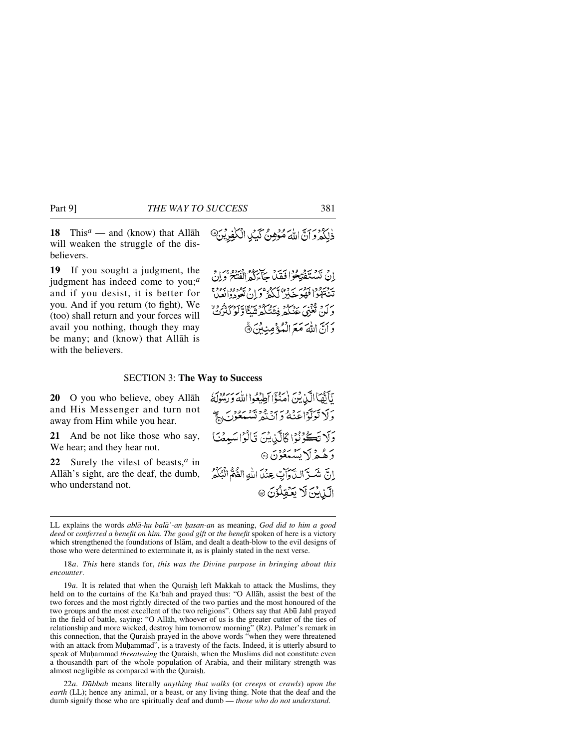**18** This[a] — and (know) that Allāh will weaken the struggle of the disbelievers.

ذٰلِكُمْ وَاَنَّ اللّٰهَ مُوْهِنُ كَيْدِ الْكٰفِرِيْنَ ۝

**19** If you sought a judgment, the judgment has indeed come to you;[a] and if you desist, it is better for you. And if you return (to fight), We (too) shall return and your forces will avail you nothing, though they may be many; and (know) that Allāh is with the believers.

اِنْ تَسْتَفْتِحُوْا فَقَدْ جَآءَكُمُ الْفَتْحُ ۚ وَاِنْ تَنْتَهُوْا فَهُوَ خَيْرٌ لَّكُمْ ۚ وَاِنْ تَعُوْدُوْا نَعُدْ ۚ وَلَنْ تُغْنِيَ عَنْكُمْ فِئَتُكُمْ شَيْـًٔا وَّلَوْ كَثُرَتْ ۙ وَاَنَّ اللّٰهَ مَعَ الْمُؤْمِنِيْنَ ۝

## SECTION 3: The Way to Success

**20** O you who believe, obey Allāh and His Messenger and turn not away from Him while you hear.

يٰۤاَيُّهَا الَّذِيْنَ اٰمَنُوْۤا اَطِيْعُوا اللّٰهَ وَرَسُوْلَهٗ وَلَا تَوَلَّوْا عَنْهُ وَاَنْتُمْ تَسْمَعُوْنَ ۝

**21** And be not like those who say, We hear; and they hear not.

وَلَا تَكُوْنُوْا كَالَّذِيْنَ قَالُوْا سَمِعْنَا وَهُمْ لَا يَسْمَعُوْنَ ۝

**22** Surely the vilest of beasts,[a] in Allāh's sight, are the deaf, the dumb, who understand not.

اِنَّ شَرَّ الدَّوَآبِّ عِنْدَ اللّٰهِ الصُّمُّ الْبُكْمُ الَّذِيْنَ لَا يَعْقِلُوْنَ ۝

---

LL explains the words *ablā-hu balā'-an ḥasan-an* as meaning, *God did to him a good deed* or *conferred a benefit on him*. *The good gift* or *the benefit* spoken of here is a victory which strengthened the foundations of Islām, and dealt a death-blow to the evil designs of those who were determined to exterminate it, as is plainly stated in the next verse.

18*a*. *This* here stands for, *this was the Divine purpose in bringing about this encounter*.

19*a*. It is related that when the Quraish left Makkah to attack the Muslims, they held on to the curtains of the Ka'bah and prayed thus: "O Allāh, assist the best of the two forces and the most rightly directed of the two parties and the most honoured of the two groups and the most excellent of the two religions". Others say that Abū Jahl prayed in the field of battle, saying: "O Allāh, whoever of us is the greater cutter of the ties of relationship and more wicked, destroy him tomorrow morning" (Rz). Palmer's remark in this connection, that the Quraish prayed in the above words "when they were threatened with an attack from Muḥammad", is a travesty of the facts. Indeed, it is utterly absurd to speak of Muḥammad *threatening* the Quraish, when the Muslims did not constitute even a thousandth part of the whole population of Arabia, and their military strength was almost negligible as compared with the Quraish.

22*a*. *Dābbah* means literally *anything that walks* (or *creeps* or *crawls*) *upon the earth* (LL); hence any animal, or a beast, or any living thing. Note that the deaf and the dumb signify those who are spiritually deaf and dumb — *those who do not understand*.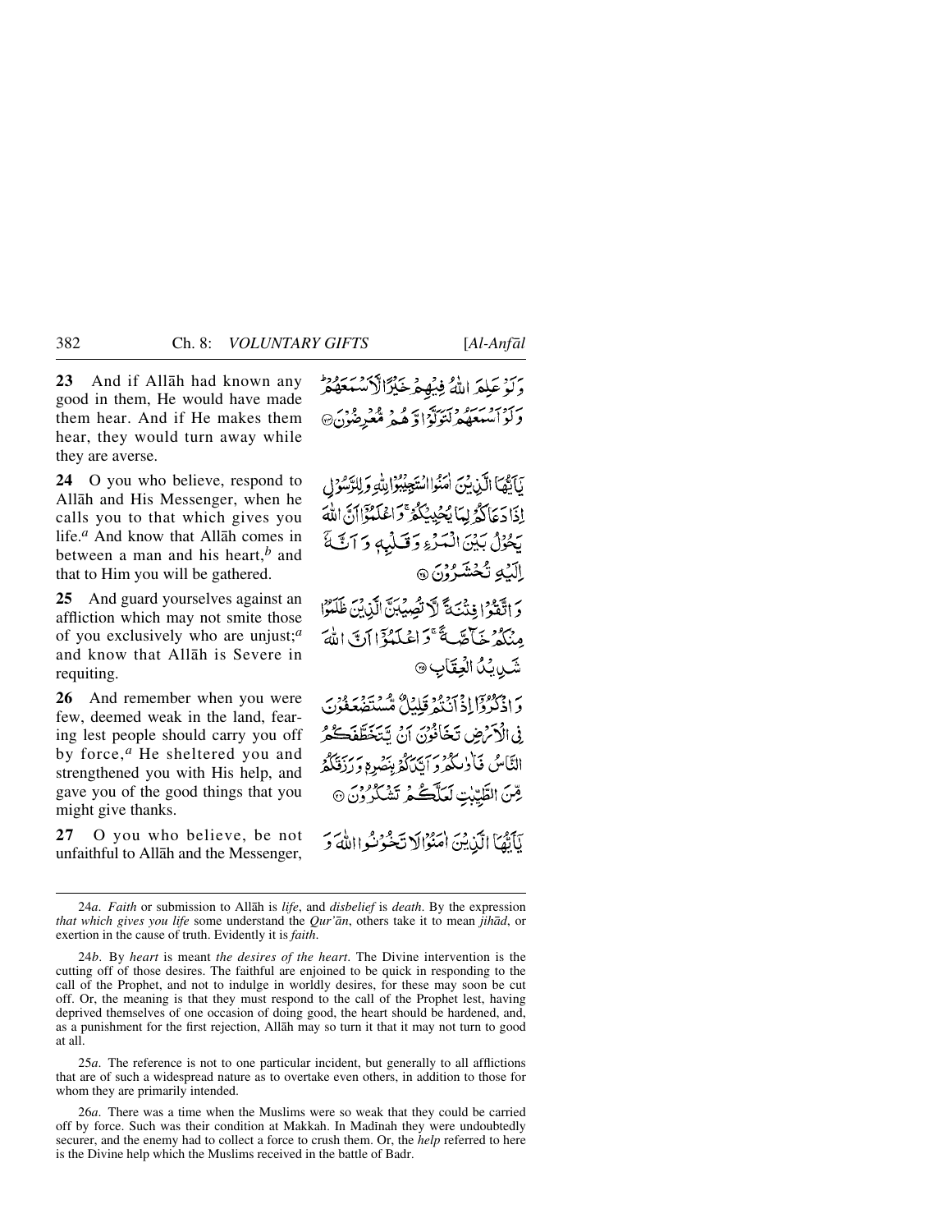**23** And if Allāh had known any good in them, He would have made them hear. And if He makes them hear, they would turn away while they are averse.

وَلَوْ عَلِمَ اللّٰهُ فِيْهِمْ خَيْرًا لَّاَسْمَعَهُمْ ؕ وَلَوْ اَسْمَعَهُمْ لَتَوَلَّوْا وَّ هُمْ مُّعْرِضُوْنَ ﴿۲۳﴾

**24** O you who believe, respond to Allāh and His Messenger, when he calls you to that which gives you life.[a] And know that Allāh comes in between a man and his heart,[b] and that to Him you will be gathered.

يٰۤاَيُّهَا الَّذِيْنَ اٰمَنُوا اسْتَجِيْبُوْا لِلّٰهِ وَلِلرَّسُوْلِ اِذَا دَعَاكُمْ لِمَا يُحْيِيْكُمْ ۚ وَاعْلَمُوْۤا اَنَّ اللّٰهَ يَحُوْلُ بَيْنَ الْمَرْءِ وَقَلْبِهٖ وَاَنَّهٗۤ اِلَيْهِ تُحْشَرُوْنَ ﴿۲۴﴾

**25** And guard yourselves against an affliction which may not smite those of you exclusively who are unjust;[a] and know that Allāh is Severe in requiting.

وَاتَّقُوْا فِتْنَةً لَّا تُصِيْبَنَّ الَّذِيْنَ ظَلَمُوْا مِنْكُمْ خَآصَّةً ۚ وَاعْلَمُوْۤا اَنَّ اللّٰهَ شَدِيْدُ الْعِقَابِ ﴿۲۵﴾

**26** And remember when you were few, deemed weak in the land, fearing lest people should carry you off by force,[a] He sheltered you and strengthened you with His help, and gave you of the good things that you might give thanks.

وَاذْكُرُوْۤا اِذْ اَنْتُمْ قَلِيْلٌ مُّسْتَضْعَفُوْنَ فِى الْاَرْضِ تَخَافُوْنَ اَنْ يَّتَخَطَّفَكُمُ النَّاسُ فَاٰوٰىكُمْ وَاَيَّدَكُمْ بِنَصْرِهٖ وَرَزَقَكُمْ مِّنَ الطَّيِّبٰتِ لَعَلَّكُمْ تَشْكُرُوْنَ ﴿۲۶﴾

**27** O you who believe, be not unfaithful to Allāh and the Messenger,

يٰۤاَيُّهَا الَّذِيْنَ اٰمَنُوْا لَا تَخُوْنُوا اللّٰهَ وَ

---

24*a*. *Faith* or submission to Allāh is *life*, and *disbelief* is *death*. By the expression *that which gives you life* some understand the *Qur'ān*, others take it to mean *jihād*, or exertion in the cause of truth. Evidently it is *faith*.

24*b*. By *heart* is meant *the desires of the heart*. The Divine intervention is the cutting off of those desires. The faithful are enjoined to be quick in responding to the call of the Prophet, and not to indulge in worldly desires, for these may soon be cut off. Or, the meaning is that they must respond to the call of the Prophet lest, having deprived themselves of one occasion of doing good, the heart should be hardened, and, as a punishment for the first rejection, Allāh may so turn it that it may not turn to good at all.

25*a*. The reference is not to one particular incident, but generally to all afflictions that are of such a widespread nature as to overtake even others, in addition to those for whom they are primarily intended.

26*a*. There was a time when the Muslims were so weak that they could be carried off by force. Such was their condition at Makkah. In Madīnah they were undoubtedly securer, and the enemy had to collect a force to crush them. Or, the *help* referred to here is the Divine help which the Muslims received in the battle of Badr.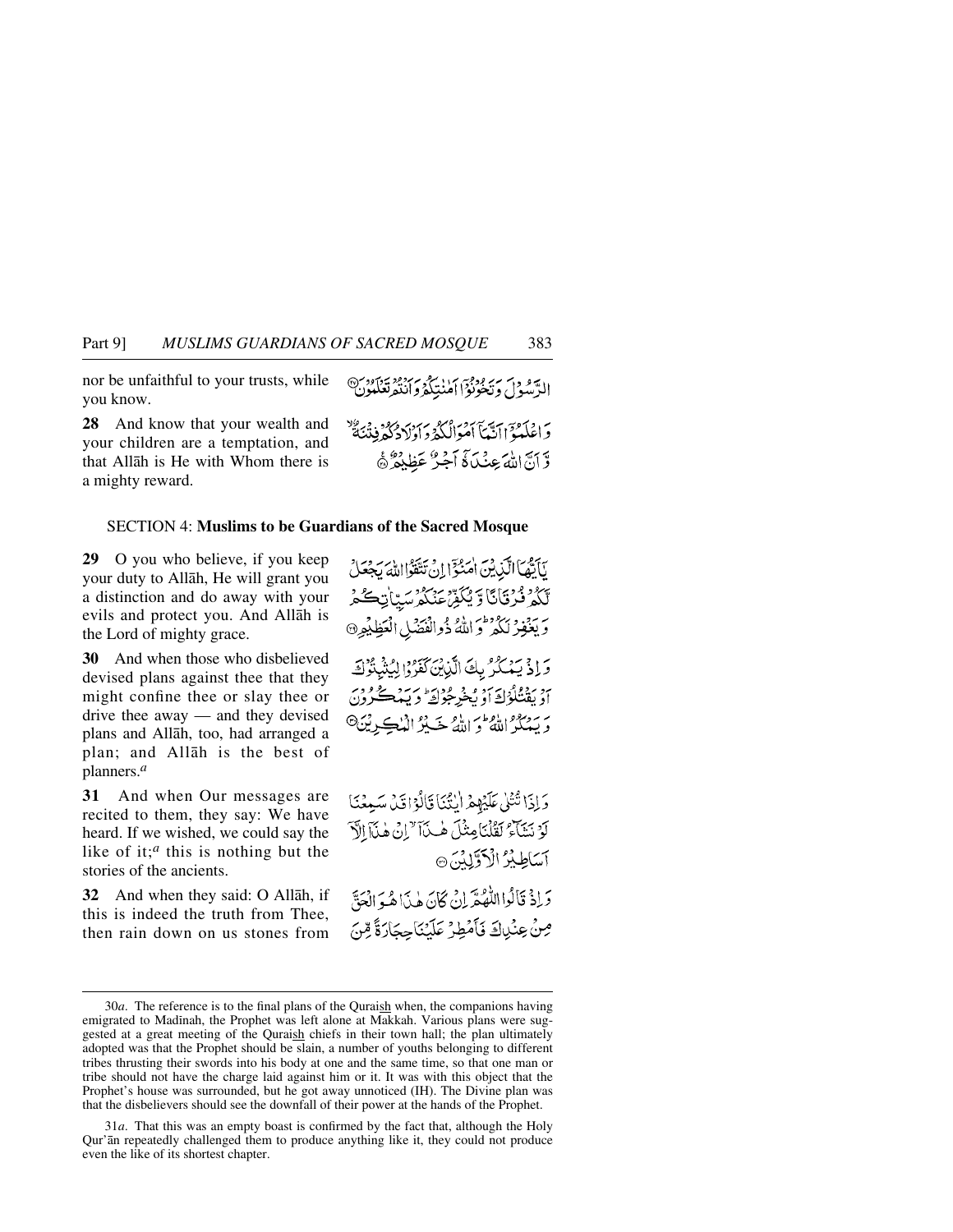nor be unfaithful to your trusts, while you know.

الرَّسُوْلَ وَتَخُوْنُوْٓا اَمٰنٰتِكُمْ وَاَنْتُمْ تَعْلَمُوْنَ ۝٢٧

**28** And know that your wealth and your children are a temptation, and that Allāh is He with Whom there is a mighty reward.

وَاعْلَمُوْٓا اَنَّمَآ اَمْوَالُكُمْ وَاَوْلَادُكُمْ فِتْنَةٌ ۙ وَّاَنَّ اللّٰهَ عِنْدَهٗٓ اَجْرٌ عَظِيْمٌ ۝٢٨

## SECTION 4: **Muslims to be Guardians of the Sacred Mosque**

**29** O you who believe, if you keep your duty to Allāh, He will grant you a distinction and do away with your evils and protect you. And Allāh is the Lord of mighty grace.

يٰٓاَيُّهَا الَّذِيْنَ اٰمَنُوْٓا اِنْ تَتَّقُوا اللّٰهَ يَجْعَلْ لَّكُمْ فُرْقَانًا وَّيُكَفِّرْ عَنْكُمْ سَيِّاٰتِكُمْ وَيَغْفِرْ لَكُمْ ۗ وَاللّٰهُ ذُو الْفَضْلِ الْعَظِيْمِ ۝٢٩

**30** And when those who disbelieved devised plans against thee that they might confine thee or slay thee or drive thee away — and they devised plans and Allāh, too, had arranged a plan; and Allāh is the best of planners.[a]

وَاِذْ يَمْكُرُ بِكَ الَّذِيْنَ كَفَرُوْا لِيُثْبِتُوْكَ اَوْ يَقْتُلُوْكَ اَوْ يُخْرِجُوْكَ ۗ وَيَمْكُرُوْنَ وَيَمْكُرُ اللّٰهُ ۗ وَاللّٰهُ خَيْرُ الْمٰكِرِيْنَ ۝٣٠

**31** And when Our messages are recited to them, they say: We have heard. If we wished, we could say the like of it;[a] this is nothing but the stories of the ancients.

وَاِذَا تُتْلٰى عَلَيْهِمْ اٰيٰتُنَا قَالُوْا قَدْ سَمِعْنَا لَوْ نَشَآءُ لَقُلْنَا مِثْلَ هٰذَآ ۙ اِنْ هٰذَآ اِلَّآ اَسَاطِيْرُ الْاَوَّلِيْنَ ۝٣١

**32** And when they said: O Allāh, if this is indeed the truth from Thee, then rain down on us stones from

وَاِذْ قَالُوا اللّٰهُمَّ اِنْ كَانَ هٰذَا هُوَ الْحَقَّ مِنْ عِنْدِكَ فَاَمْطِرْ عَلَيْنَا حِجَارَةً مِّنَ

---

30*a*. The reference is to the final plans of the Quraish when, the companions having emigrated to Madīnah, the Prophet was left alone at Makkah. Various plans were suggested at a great meeting of the Quraish chiefs in their town hall; the plan ultimately adopted was that the Prophet should be slain, a number of youths belonging to different tribes thrusting their swords into his body at one and the same time, so that one man or tribe should not have the charge laid against him or it. It was with this object that the Prophet's house was surrounded, but he got away unnoticed (IH). The Divine plan was that the disbelievers should see the downfall of their power at the hands of the Prophet.

31*a*. That this was an empty boast is confirmed by the fact that, although the Holy Qur'ān repeatedly challenged them to produce anything like it, they could not produce even the like of its shortest chapter.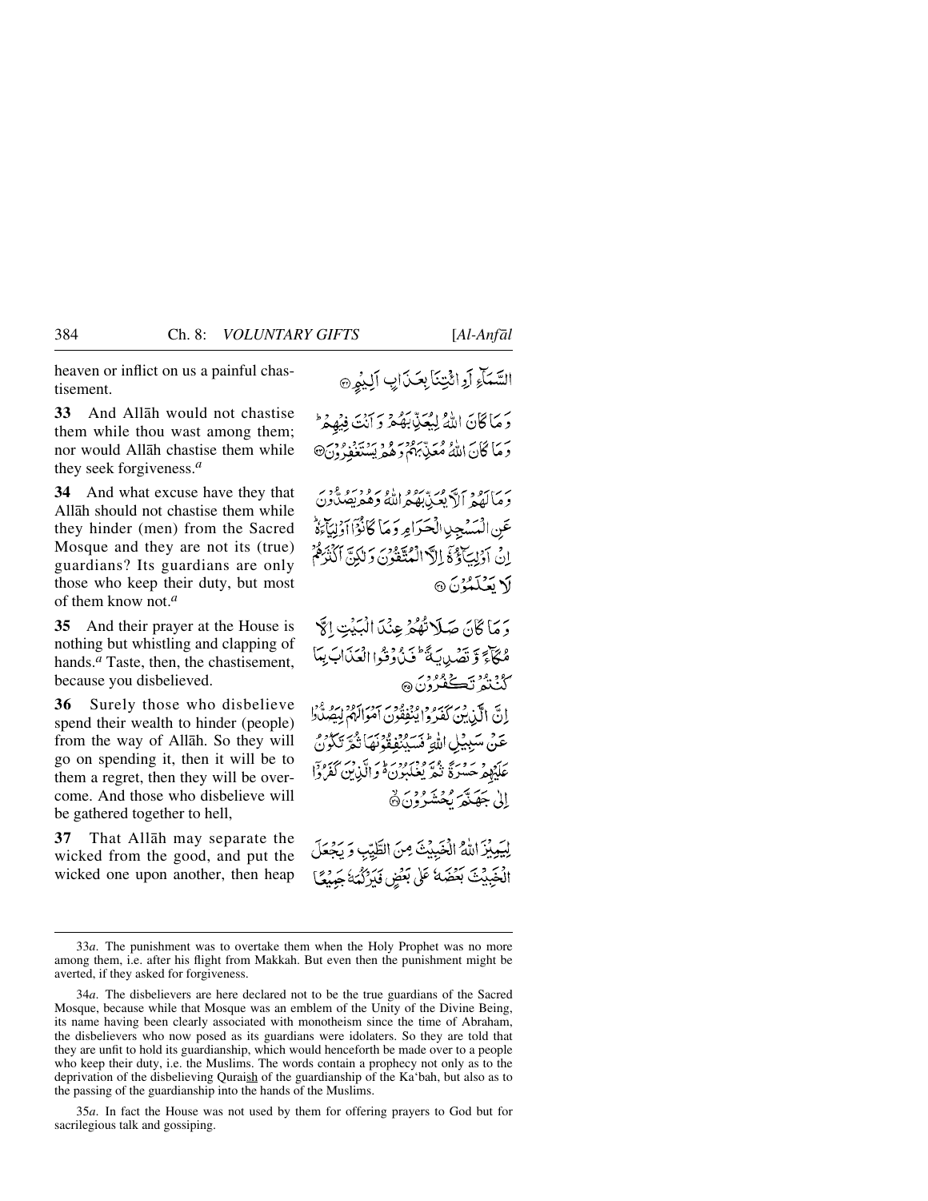heaven or inflict on us a painful chastisement.

السَّمَآءِ اَوِ ائْتِنَا بِعَذَابٍ اَلِيْمٍ ﴿٣٢﴾

**33** And Allāh would not chastise them while thou wast among them; nor would Allāh chastise them while they seek forgiveness.[a]

وَ مَا كَانَ اللّٰهُ لِيُعَذِّبَهُمْ وَ اَنْتَ فِيْهِمْ ؕ وَ مَا كَانَ اللّٰهُ مُعَذِّبَهُمْ وَ هُمْ يَسْتَغْفِرُوْنَ ﴿٣٣﴾

**34** And what excuse have they that Allāh should not chastise them while they hinder (men) from the Sacred Mosque and they are not its (true) guardians? Its guardians are only those who keep their duty, but most of them know not.[a]

وَ مَا لَهُمْ اَلَّا يُعَذِّبَهُمُ اللّٰهُ وَ هُمْ يَصُدُّوْنَ عَنِ الْمَسْجِدِ الْحَرَامِ وَ مَا كَانُوْۤا اَوْلِيَآءَهٗ ؕ اِنْ اَوْلِيَآؤُهٗۤ اِلَّا الْمُتَّقُوْنَ وَ لٰكِنَّ اَكْثَرَهُمْ لَا يَعْلَمُوْنَ ﴿٣٤﴾

**35** And their prayer at the House is nothing but whistling and clapping of hands.[a] Taste, then, the chastisement, because you disbelieved.

وَ مَا كَانَ صَلَاتُهُمْ عِنْدَ الْبَيْتِ اِلَّا مُكَآءً وَّ تَصْدِيَةً ؕ فَذُوْقُوا الْعَذَابَ بِمَا كُنْتُمْ تَكْفُرُوْنَ ﴿٣٥﴾

**36** Surely those who disbelieve spend their wealth to hinder (people) from the way of Allāh. So they will go on spending it, then it will be to them a regret, then they will be overcome. And those who disbelieve will be gathered together to hell,

اِنَّ الَّذِيْنَ كَفَرُوْا يُنْفِقُوْنَ اَمْوَالَهُمْ لِيَصُدُّوْا عَنْ سَبِيْلِ اللّٰهِ ؕ فَسَيُنْفِقُوْنَهَا ثُمَّ تَكُوْنُ عَلَيْهِمْ حَسْرَةً ثُمَّ يُغْلَبُوْنَ ؕ۬ وَ الَّذِيْنَ كَفَرُوْۤا اِلٰى جَهَنَّمَ يُحْشَرُوْنَ ﴿٣٦﴾

**37** That Allāh may separate the wicked from the good, and put the wicked one upon another, then heap

لِيَمِيْزَ اللّٰهُ الْخَبِيْثَ مِنَ الطَّيِّبِ وَ يَجْعَلَ الْخَبِيْثَ بَعْضَهٗ عَلٰى بَعْضٍ فَيَرْكُمَهٗ جَمِيْعًا

---

33*a*. The punishment was to overtake them when the Holy Prophet was no more among them, i.e. after his flight from Makkah. But even then the punishment might be averted, if they asked for forgiveness.

34*a*. The disbelievers are here declared not to be the true guardians of the Sacred Mosque, because while that Mosque was an emblem of the Unity of the Divine Being, its name having been clearly associated with monotheism since the time of Abraham, the disbelievers who now posed as its guardians were idolaters. So they are told that they are unfit to hold its guardianship, which would henceforth be made over to a people who keep their duty, i.e. the Muslims. The words contain a prophecy not only as to the deprivation of the disbelieving Quraish of the guardianship of the Ka'bah, but also as to the passing of the guardianship into the hands of the Muslims.

35*a*. In fact the House was not used by them for offering prayers to God but for sacrilegious talk and gossiping.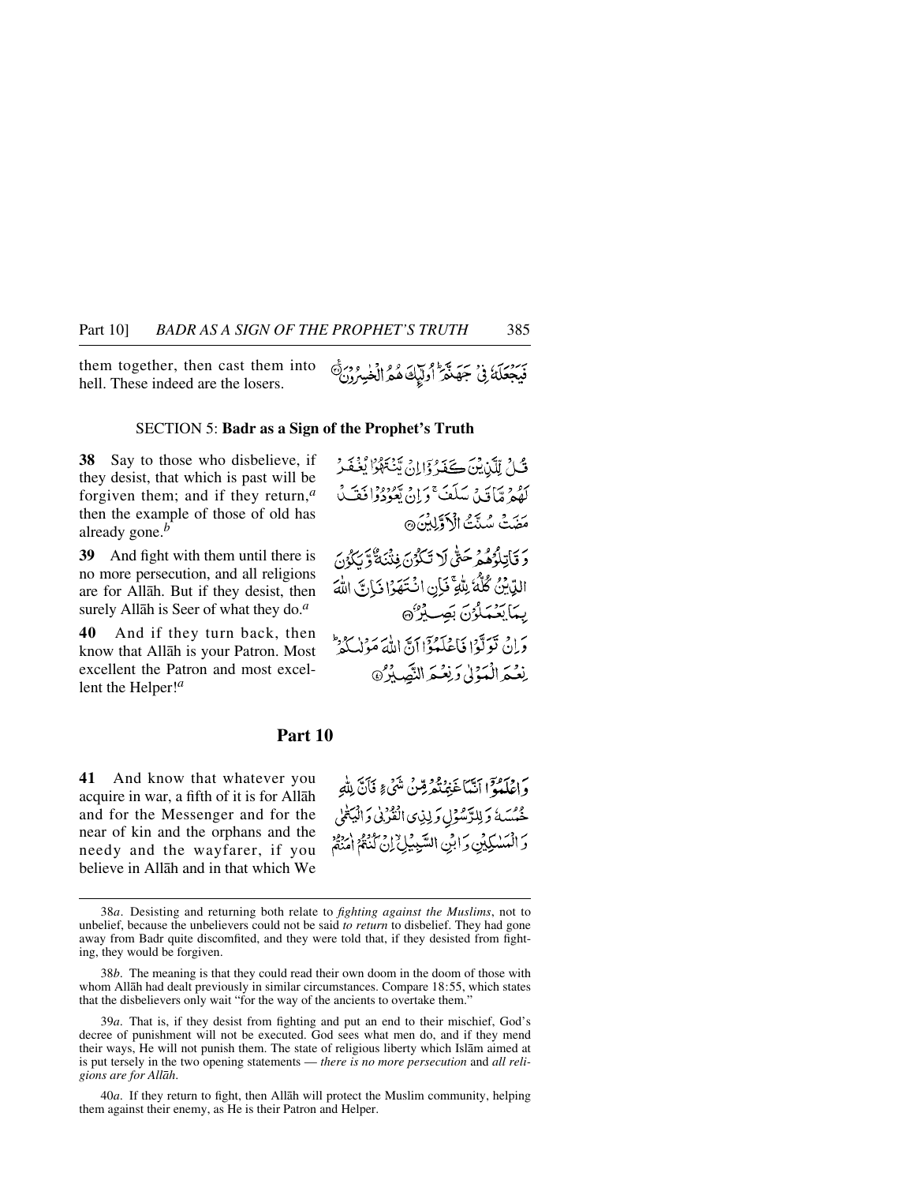them together, then cast them into hell. These indeed are the losers.

فَيَجْعَلَهُ فِي جَهَنَّمَ ۚ أُولَٰئِكَ هُمُ الْخَاسِرُونَ

## SECTION 5: Badr as a Sign of the Prophet's Truth

**38** Say to those who disbelieve, if they desist, that which is past will be forgiven them; and if they return,[a] then the example of those of old has already gone.[b]

قُل لِّلَّذِينَ كَفَرُوا إِن يَنتَهُوا يُغْفَرْ لَهُم مَّا قَدْ سَلَفَ وَإِن يَعُودُوا فَقَدْ مَضَتْ سُنَّتُ الْأَوَّلِينَ

**39** And fight with them until there is no more persecution, and all religions are for Allāh. But if they desist, then surely Allāh is Seer of what they do.[a]

وَقَاتِلُوهُمْ حَتَّىٰ لَا تَكُونَ فِتْنَةٌ وَيَكُونَ الدِّينُ كُلُّهُ لِلَّهِ ۚ فَإِنِ انتَهَوْا فَإِنَّ اللَّهَ بِمَا يَعْمَلُونَ بَصِيرٌ

**40** And if they turn back, then know that Allāh is your Patron. Most excellent the Patron and most excellent the Helper![a]

وَإِن تَوَلَّوْا فَاعْلَمُوا أَنَّ اللَّهَ مَوْلَاكُمْ ۚ نِعْمَ الْمَوْلَىٰ وَنِعْمَ النَّصِيرُ

## Part 10

**41** And know that whatever you acquire in war, a fifth of it is for Allāh and for the Messenger and for the near of kin and the orphans and the needy and the wayfarer, if you believe in Allāh and in that which We

وَاعْلَمُوا أَنَّمَا غَنِمْتُم مِّن شَيْءٍ فَأَنَّ لِلَّهِ خُمُسَهُ وَلِلرَّسُولِ وَلِذِي الْقُرْبَىٰ وَالْيَتَامَىٰ وَالْمَسَاكِينِ وَابْنِ السَّبِيلِ إِن كُنتُمْ آمَنتُم

---

38*a*. Desisting and returning both relate to *fighting against the Muslims*, not to unbelief, because the unbelievers could not be said *to return* to disbelief. They had gone away from Badr quite discomfited, and they were told that, if they desisted from fighting, they would be forgiven.

38*b*. The meaning is that they could read their own doom in the doom of those with whom Allāh had dealt previously in similar circumstances. Compare 18:55, which states that the disbelievers only wait "for the way of the ancients to overtake them."

39*a*. That is, if they desist from fighting and put an end to their mischief, God's decree of punishment will not be executed. God sees what men do, and if they mend their ways, He will not punish them. The state of religious liberty which Islām aimed at is put tersely in the two opening statements — *there is no more persecution* and *all religions are for Allāh*.

40*a*. If they return to fight, then Allāh will protect the Muslim community, helping them against their enemy, as He is their Patron and Helper.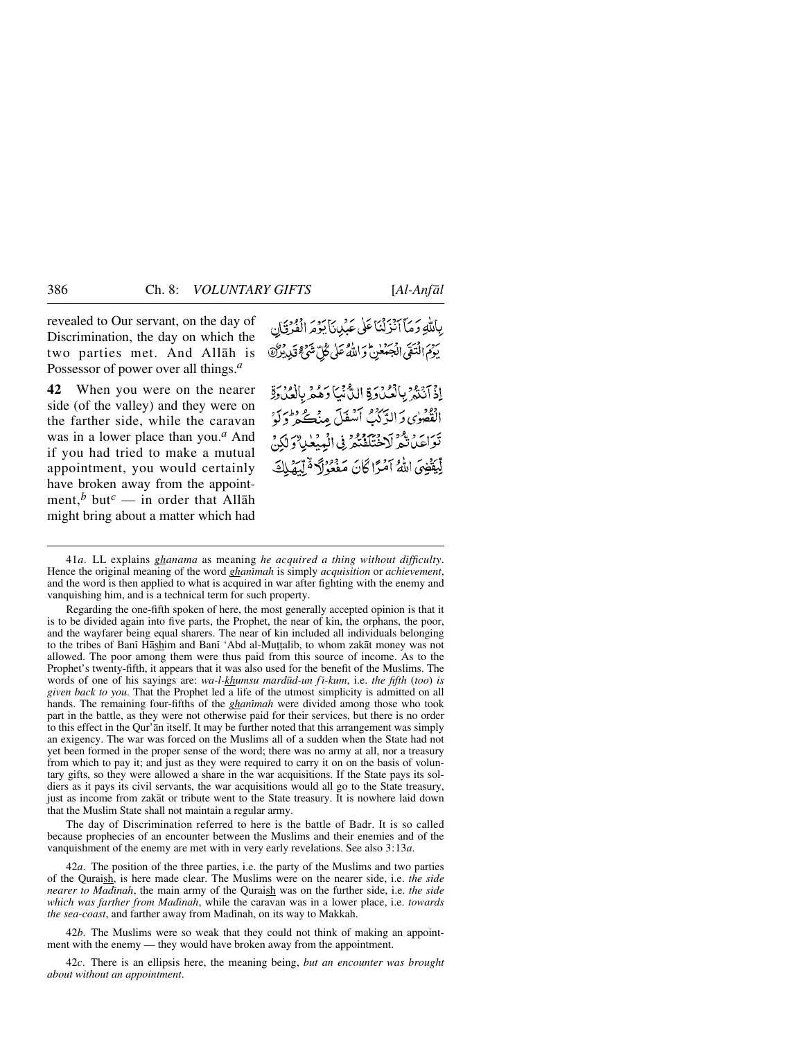revealed to Our servant, on the day of Discrimination, the day on which the two parties met. And Allāh is Possessor of power over all things.[a]

بِاللّٰهِ وَمَآ اَنۡزَلۡنَا عَلٰی عَبۡدِنَا یَوۡمَ الۡفُرۡقَانِ یَوۡمَ الۡتَقَی الۡجَمۡعٰنِ ؕ وَاللّٰهُ عَلٰی کُلِّ شَیۡءٍ قَدِیۡرٌ ﴿۴۱﴾

**42** When you were on the nearer side (of the valley) and they were on the farther side, while the caravan was in a lower place than you.[a] And if you had tried to make a mutual appointment, you would certainly have broken away from the appointment,[b] but[c] — in order that Allāh might bring about a matter which had

اِذۡ اَنۡتُمۡ بِالۡعُدۡوَۃِ الدُّنۡیَا وَهُمۡ بِالۡعُدۡوَۃِ الۡقُصۡوٰی وَالرَّکۡبُ اَسۡفَلَ مِنۡکُمۡ ؕ وَلَوۡ تَوَاعَدۡتُّمۡ لَاخۡتَلَفۡتُمۡ فِی الۡمِیۡعٰدِ ۙ وَلٰکِنۡ لِّیَقۡضِیَ اللّٰهُ اَمۡرًا کَانَ مَفۡعُوۡلًا ۬ۙ لِّیَهۡلِکَ

---

41*a*. LL explains ghanama as meaning *he acquired a thing without difficulty*. Hence the original meaning of the word ghanīmah is simply *acquisition* or *achievement*, and the word is then applied to what is acquired in war after fighting with the enemy and vanquishing him, and is a technical term for such property.

Regarding the one-fifth spoken of here, the most generally accepted opinion is that it is to be divided again into five parts, the Prophet, the near of kin, the orphans, the poor, and the wayfarer being equal sharers. The near of kin included all individuals belonging to the tribes of Banī Hāshim and Banī 'Abd al-Muṭṭalib, to whom zakāt money was not allowed. The poor among them were thus paid from this source of income. As to the Prophet's twenty-fifth, it appears that it was also used for the benefit of the Muslims. The words of one of his sayings are: *wa-l-khumsu mardūd-un fī-kum*, i.e. *the fifth* (*too*) *is given back to you*. That the Prophet led a life of the utmost simplicity is admitted on all hands. The remaining four-fifths of the ghanīmah were divided among those who took part in the battle, as they were not otherwise paid for their services, but there is no order to this effect in the Qur'ān itself. It may be further noted that this arrangement was simply an exigency. The war was forced on the Muslims all of a sudden when the State had not yet been formed in the proper sense of the word; there was no army at all, nor a treasury from which to pay it; and just as they were required to carry it on on the basis of voluntary gifts, so they were allowed a share in the war acquisitions. If the State pays its soldiers as it pays its civil servants, the war acquisitions would all go to the State treasury, just as income from zakāt or tribute went to the State treasury. It is nowhere laid down that the Muslim State shall not maintain a regular army.

The day of Discrimination referred to here is the battle of Badr. It is so called because prophecies of an encounter between the Muslims and their enemies and of the vanquishment of the enemy are met with in very early revelations. See also 3:13*a*.

42*a*. The position of the three parties, i.e. the party of the Muslims and two parties of the Quraish, is here made clear. The Muslims were on the nearer side, i.e. *the side nearer to Madīnah*, the main army of the Quraish was on the further side, i.e. *the side which was farther from Madīnah*, while the caravan was in a lower place, i.e. *towards the sea-coast*, and farther away from Madīnah, on its way to Makkah.

42*b*. The Muslims were so weak that they could not think of making an appointment with the enemy — they would have broken away from the appointment.

42*c*. There is an ellipsis here, the meaning being, *but an encounter was brought about without an appointment*.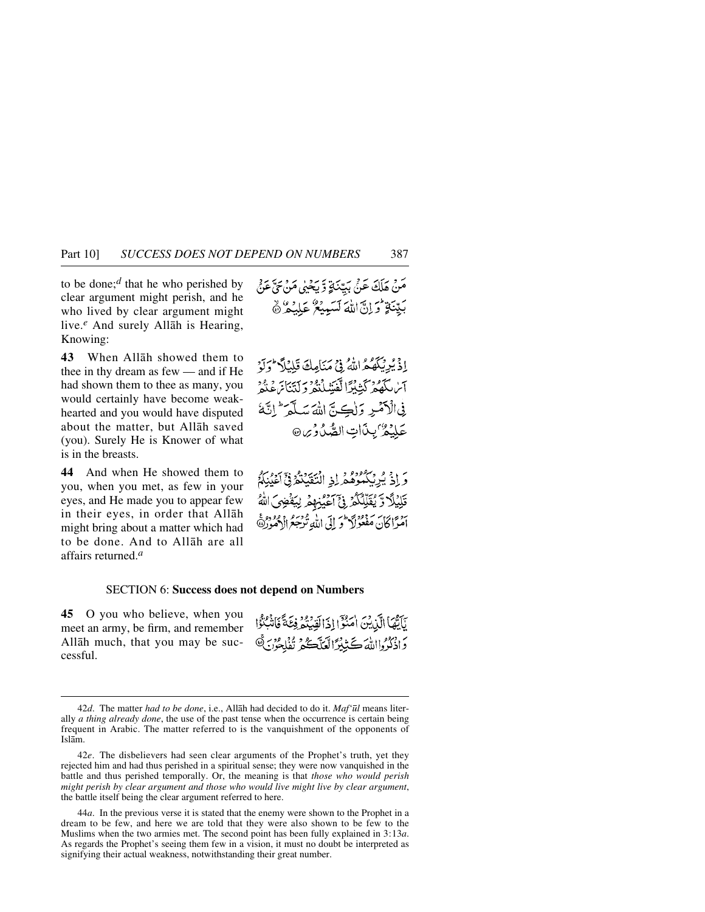to be done;[d] that he who perished by clear argument might perish, and he who lived by clear argument might live.[e] And surely Allāh is Hearing, Knowing:

مَنْ هَلَكَ عَنْ بَيِّنَةٍ وَّ يَحْيٰى مَنْ حَيَّ عَنْ بَيِّنَةٍ ؕ وَ اِنَّ اللّٰهَ لَسَمِيْعٌ عَلِيْمٌ ۙ

**43** When Allāh showed them to thee in thy dream as few — and if He had shown them to thee as many, you would certainly have become weak-hearted and you would have disputed about the matter, but Allāh saved (you). Surely He is Knower of what is in the breasts.

اِذْ يُرِيْكَهُمُ اللّٰهُ فِيْ مَنَامِكَ قَلِيْلًا ؕ وَ لَوْ اَرٰىكَهُمْ كَثِيْرًا لَّفَشِلْتُمْ وَ لَتَنَازَعْتُمْ فِي الْاَمْرِ وَ لٰكِنَّ اللّٰهَ سَلَّمَ ؕ اِنَّهٗ عَلِيْمٌۢ بِذَاتِ الصُّدُوْرِ ﴿۴۳﴾

**44** And when He showed them to you, when you met, as few in your eyes, and He made you to appear few in their eyes, in order that Allāh might bring about a matter which had to be done. And to Allāh are all affairs returned.[a]

وَ اِذْ يُرِيْكُمُوْهُمْ اِذِ الْتَقَيْتُمْ فِيْۤ اَعْيُنِكُمْ قَلِيْلًا وَّ يُقَلِّلُكُمْ فِيْۤ اَعْيُنِهِمْ لِيَقْضِيَ اللّٰهُ اَمْرًا كَانَ مَفْعُوْلًا ؕ وَ اِلَى اللّٰهِ تُرْجَعُ الْاُمُوْرُ ﴿۴۴﴾

## SECTION 6: **Success does not depend on Numbers**

**45** O you who believe, when you meet an army, be firm, and remember Allāh much, that you may be successful.

يٰۤاَيُّهَا الَّذِيْنَ اٰمَنُوْۤا اِذَا لَقِيْتُمْ فِئَةً فَاثْبُتُوْا وَ اذْكُرُوا اللّٰهَ كَثِيْرًا لَّعَلَّكُمْ تُفْلِحُوْنَ ﴿۴۵﴾

---

42*d*. The matter *had to be done*, i.e., Allāh had decided to do it. *Maf'ūl* means literally *a thing already done*, the use of the past tense when the occurrence is certain being frequent in Arabic. The matter referred to is the vanquishment of the opponents of Islām.

42*e*. The disbelievers had seen clear arguments of the Prophet's truth, yet they rejected him and had thus perished in a spiritual sense; they were now vanquished in the battle and thus perished temporally. Or, the meaning is that *those who would perish might perish by clear argument and those who would live might live by clear argument*, the battle itself being the clear argument referred to here.

44*a*. In the previous verse it is stated that the enemy were shown to the Prophet in a dream to be few, and here we are told that they were also shown to be few to the Muslims when the two armies met. The second point has been fully explained in 3:13*a*. As regards the Prophet's seeing them few in a vision, it must no doubt be interpreted as signifying their actual weakness, notwithstanding their great number.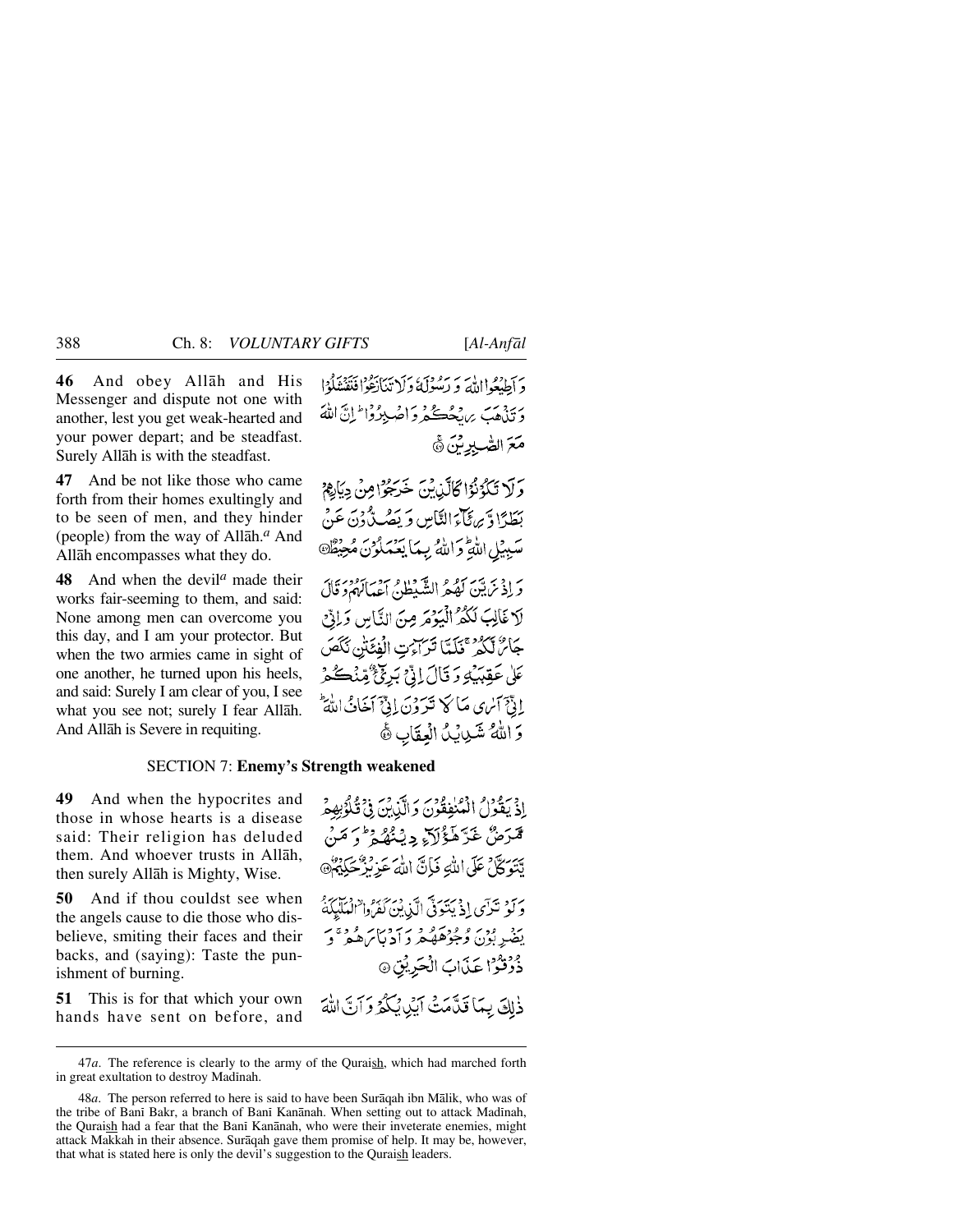**46** And obey Allāh and His Messenger and dispute not one with another, lest you get weak-hearted and your power depart; and be steadfast. Surely Allāh is with the steadfast.

وَ اَطِيْعُوا اللّٰهَ وَ رَسُوْلَهٗ وَلَا تَنَازَعُوْا فَتَفْشَلُوْا وَتَذْهَبَ رِيْحُكُمْ وَاصْبِرُوْا ؕ اِنَّ اللّٰهَ مَعَ الصّٰبِرِيْنَ ۚ﴿۴۶﴾

**47** And be not like those who came forth from their homes exultingly and to be seen of men, and they hinder (people) from the way of Allāh.[a] And Allāh encompasses what they do.

وَلَا تَكُوْنُوْا كَالَّذِيْنَ خَرَجُوْا مِنْ دِيَارِهِمْ بَطَرًا وَّ رِئَآءَ النَّاسِ وَ يَصُدُّوْنَ عَنْ سَبِيْلِ اللّٰهِ ؕ وَ اللّٰهُ بِمَا يَعْمَلُوْنَ مُحِيْطٌ ﴿۴۷﴾

**48** And when the devil[a] made their works fair-seeming to them, and said: None among men can overcome you this day, and I am your protector. But when the two armies came in sight of one another, he turned upon his heels, and said: Surely I am clear of you, I see what you see not; surely I fear Allāh. And Allāh is Severe in requiting.

وَ اِذْ زَيَّنَ لَهُمُ الشَّيْطٰنُ اَعْمَالَهُمْ وَ قَالَ لَا غَالِبَ لَكُمُ الْيَوْمَ مِنَ النَّاسِ وَ اِنِّيْ جَارٌ لَّكُمْ ۚ فَلَمَّا تَرَآءَتِ الْفِئَتٰنِ نَكَصَ عَلٰى عَقِبَيْهِ وَ قَالَ اِنِّيْ بَرِيْٓءٌ مِّنْكُمْ اِنِّيْٓ اَرٰى مَا لَا تَرَوْنَ اِنِّيْٓ اَخَافُ اللّٰهَ ؕ وَ اللّٰهُ شَدِيْدُ الْعِقَابِ ﴿۴۸﴾

## SECTION 7: Enemy's Strength weakened

**49** And when the hypocrites and those in whose hearts is a disease said: Their religion has deluded them. And whoever trusts in Allāh, then surely Allāh is Mighty, Wise.

اِذْ يَقُوْلُ الْمُنٰفِقُوْنَ وَ الَّذِيْنَ فِيْ قُلُوْبِهِمْ مَّرَضٌ غَرَّ هٰٓؤُلَآءِ دِيْنُهُمْ ؕ وَ مَنْ يَّتَوَكَّلْ عَلَى اللّٰهِ فَاِنَّ اللّٰهَ عَزِيْزٌ حَكِيْمٌ ﴿۴۹﴾

**50** And if thou couldst see when the angels cause to die those who disbelieve, smiting their faces and their backs, and (saying): Taste the punishment of burning.

وَلَوْ تَرٰۤى اِذْ يَتَوَفَّى الَّذِيْنَ كَفَرُوا ۙ الْمَلٰٓئِكَةُ يَضْرِبُوْنَ وُجُوْهَهُمْ وَ اَدْبَارَهُمْ ۚ وَ ذُوْقُوْا عَذَابَ الْحَرِيْقِ ﴿۵۰﴾

**51** This is for that which your own hands have sent on before, and

ذٰلِكَ بِمَا قَدَّمَتْ اَيْدِيْكُمْ وَ اَنَّ اللّٰهَ

---

47*a*. The reference is clearly to the army of the Quraish, which had marched forth in great exultation to destroy Madīnah.

48*a*. The person referred to here is said to have been Surāqah ibn Mālik, who was of the tribe of Banī Bakr, a branch of Banī Kanānah. When setting out to attack Madīnah, the Quraish had a fear that the Banī Kanānah, who were their inveterate enemies, might attack Makkah in their absence. Surāqah gave them promise of help. It may be, however, that what is stated here is only the devil's suggestion to the Quraish leaders.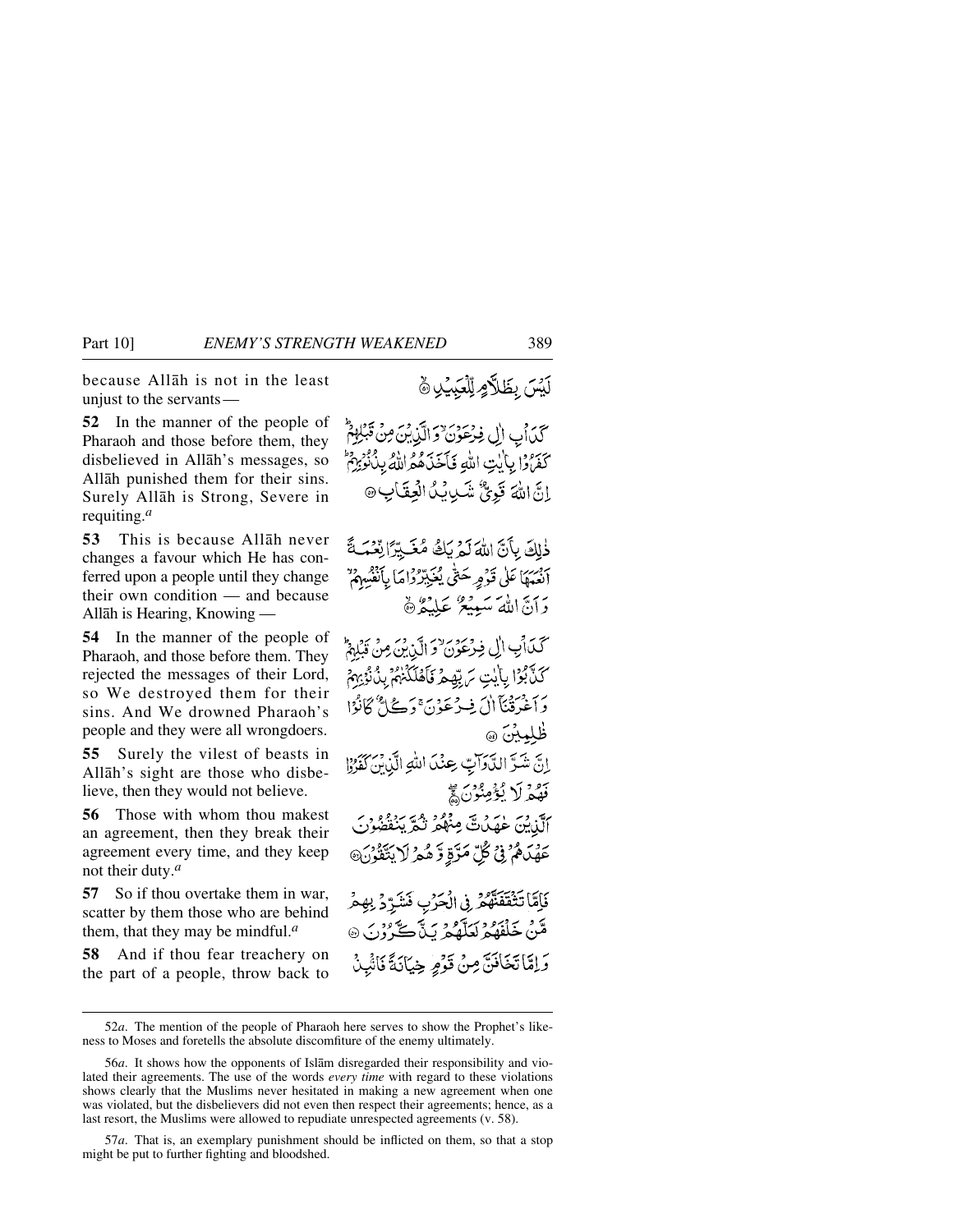because Allāh is not in the least unjust to the servants —

لَيْسَ بِظَلَّامٍ لِّلْعَبِيدِ ﴿٥١﴾

**52** In the manner of the people of Pharaoh and those before them, they disbelieved in Allāh's messages, so Allāh punished them for their sins. Surely Allāh is Strong, Severe in requiting.[a]

كَدَأْبِ اٰلِ فِرْعَوْنَ ۙ وَالَّذِيْنَ مِنْ قَبْلِهِمْ ؕ كَفَرُوْا بِاٰيٰتِ اللّٰهِ فَاَخَذَهُمُ اللّٰهُ بِذُنُوْبِهِمْ ؕ اِنَّ اللّٰهَ قَوِيٌّ شَدِيْدُ الْعِقَابِ ﴿٥٢﴾

**53** This is because Allāh never changes a favour which He has conferred upon a people until they change their own condition — and because Allāh is Hearing, Knowing —

ذٰلِكَ بِاَنَّ اللّٰهَ لَمْ يَكُ مُغَيِّرًا نِّعْمَةً اَنْعَمَهَا عَلٰى قَوْمٍ حَتّٰى يُغَيِّرُوْا مَا بِاَنْفُسِهِمْ ۙ وَاَنَّ اللّٰهَ سَمِيْعٌ عَلِيْمٌ ﴿٥٣﴾

**54** In the manner of the people of Pharaoh, and those before them. They rejected the messages of their Lord, so We destroyed them for their sins. And We drowned Pharaoh's people and they were all wrongdoers.

كَدَأْبِ اٰلِ فِرْعَوْنَ ۙ وَالَّذِيْنَ مِنْ قَبْلِهِمْ ؕ كَذَّبُوْا بِاٰيٰتِ رَبِّهِمْ فَاَهْلَكْنٰهُمْ بِذُنُوْبِهِمْ وَاَغْرَقْنَاۤ اٰلَ فِرْعَوْنَ ۚ وَكُلٌّ كَانُوْا ظٰلِمِيْنَ ﴿٥٤﴾

**55** Surely the vilest of beasts in Allāh's sight are those who disbelieve, then they would not believe.

اِنَّ شَرَّ الدَّوَآبِّ عِنْدَ اللّٰهِ الَّذِيْنَ كَفَرُوْا فَهُمْ لَا يُؤْمِنُوْنَ ﴿٥٥﴾

**56** Those with whom thou makest an agreement, then they break their agreement every time, and they keep not their duty.[a]

اَلَّذِيْنَ عٰهَدْتَّ مِنْهُمْ ثُمَّ يَنْقُضُوْنَ عَهْدَهُمْ فِيْ كُلِّ مَرَّةٍ وَّهُمْ لَا يَتَّقُوْنَ ﴿٥٦﴾

**57** So if thou overtake them in war, scatter by them those who are behind them, that they may be mindful.[a]

فَاِمَّا تَثْقَفَنَّهُمْ فِي الْحَرْبِ فَشَرِّدْ بِهِمْ مَّنْ خَلْفَهُمْ لَعَلَّهُمْ يَذَّكَّرُوْنَ ﴿٥٧﴾

**58** And if thou fear treachery on the part of a people, throw back to

وَاِمَّا تَخَافَنَّ مِنْ قَوْمٍ خِيَانَةً فَانْۢبِذْ

---

52*a*. The mention of the people of Pharaoh here serves to show the Prophet's likeness to Moses and foretells the absolute discomfiture of the enemy ultimately.

56*a*. It shows how the opponents of Islām disregarded their responsibility and violated their agreements. The use of the words *every time* with regard to these violations shows clearly that the Muslims never hesitated in making a new agreement when one was violated, but the disbelievers did not even then respect their agreements; hence, as a last resort, the Muslims were allowed to repudiate unrespected agreements (v. 58).

57*a*. That is, an exemplary punishment should be inflicted on them, so that a stop might be put to further fighting and bloodshed.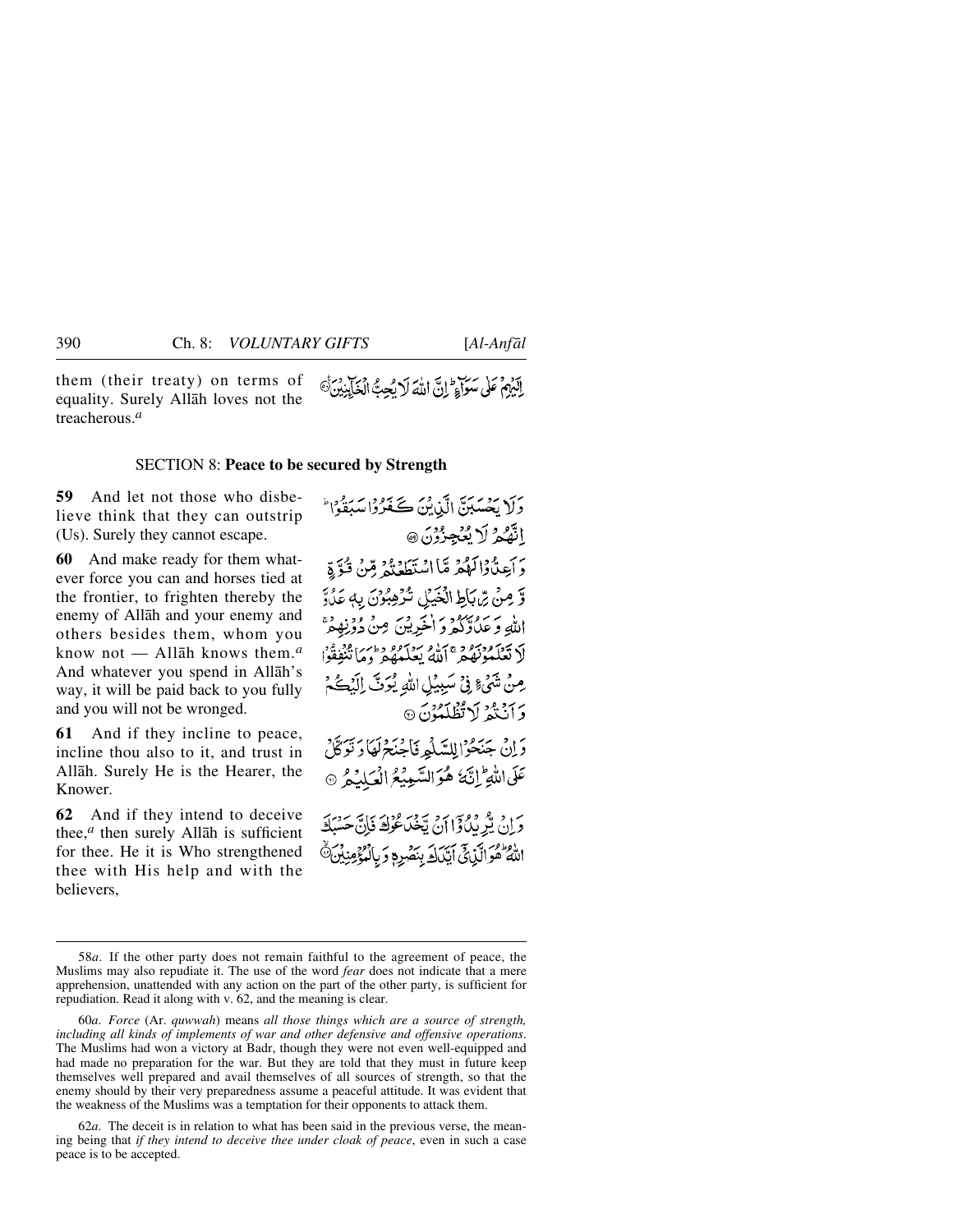them (their treaty) on terms of equality. Surely Allāh loves not the treacherous.[a]

إِلَيْهِمْ عَلَىٰ سَوَآءٍ ۚ إِنَّ ٱللَّهَ لَا يُحِبُّ ٱلْخَآئِنِينَ ۝

## SECTION 8: Peace to be secured by Strength

**59** And let not those who disbelieve think that they can outstrip (Us). Surely they cannot escape.

وَلَا يَحْسَبَنَّ ٱلَّذِينَ كَفَرُوا۟ سَبَقُوٓا۟ ۚ إِنَّهُمْ لَا يُعْجِزُونَ ۝

**60** And make ready for them whatever force you can and horses tied at the frontier, to frighten thereby the enemy of Allāh and your enemy and others besides them, whom you know not — Allāh knows them.[a] And whatever you spend in Allāh's way, it will be paid back to you fully and you will not be wronged.

وَأَعِدُّوا۟ لَهُم مَّا ٱسْتَطَعْتُم مِّن قُوَّةٍ وَمِن رِّبَاطِ ٱلْخَيْلِ تُرْهِبُونَ بِهِۦ عَدُوَّ ٱللَّهِ وَعَدُوَّكُمْ وَءَاخَرِينَ مِن دُونِهِمْ لَا تَعْلَمُونَهُمُ ٱللَّهُ يَعْلَمُهُمْ ۚ وَمَا تُنفِقُوا۟ مِن شَىْءٍ فِى سَبِيلِ ٱللَّهِ يُوَفَّ إِلَيْكُمْ وَأَنتُمْ لَا تُظْلَمُونَ ۝

**61** And if they incline to peace, incline thou also to it, and trust in Allāh. Surely He is the Hearer, the Knower.

وَإِن جَنَحُوا۟ لِلسَّلْمِ فَٱجْنَحْ لَهَا وَتَوَكَّلْ عَلَى ٱللَّهِ ۚ إِنَّهُۥ هُوَ ٱلسَّمِيعُ ٱلْعَلِيمُ ۝

**62** And if they intend to deceive thee,[a] then surely Allāh is sufficient for thee. He it is Who strengthened thee with His help and with the believers,

وَإِن يُرِيدُوٓا۟ أَن يَخْدَعُوكَ فَإِنَّ حَسْبَكَ ٱللَّهُ ۚ هُوَ ٱلَّذِىٓ أَيَّدَكَ بِنَصْرِهِۦ وَبِٱلْمُؤْمِنِينَ ۝

---

58*a*. If the other party does not remain faithful to the agreement of peace, the Muslims may also repudiate it. The use of the word *fear* does not indicate that a mere apprehension, unattended with any action on the part of the other party, is sufficient for repudiation. Read it along with v. 62, and the meaning is clear.

60*a*. *Force* (Ar. *quwwah*) means *all those things which are a source of strength, including all kinds of implements of war and other defensive and offensive operations*. The Muslims had won a victory at Badr, though they were not even well-equipped and had made no preparation for the war. But they are told that they must in future keep themselves well prepared and avail themselves of all sources of strength, so that the enemy should by their very preparedness assume a peaceful attitude. It was evident that the weakness of the Muslims was a temptation for their opponents to attack them.

62*a*. The deceit is in relation to what has been said in the previous verse, the meaning being that *if they intend to deceive thee under cloak of peace*, even in such a case peace is to be accepted.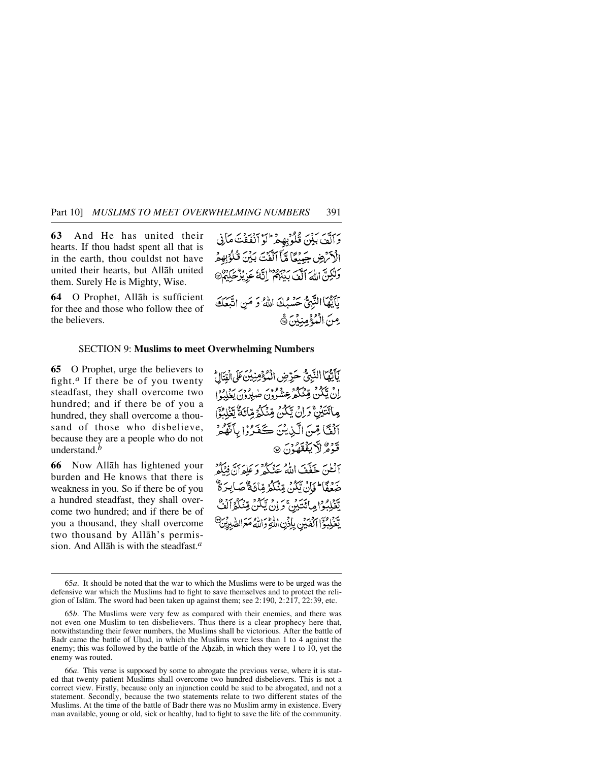**63** And He has united their hearts. If thou hadst spent all that is in the earth, thou couldst not have united their hearts, but Allāh united them. Surely He is Mighty, Wise.

وَاَلَّفَ بَيۡنَ قُلُوۡبِهِمۡ ؕ لَوۡ اَنۡفَقۡتَ مَا فِى الۡاَرۡضِ جَمِيۡعًا مَّاۤ اَلَّفۡتَ بَيۡنَ قُلُوۡبِهِمۡ وَلٰـكِنَّ اللّٰهَ اَلَّفَ بَيۡنَهُمۡ ؕ اِنَّهٗ عَزِيۡزٌ حَكِيۡمٌ ﴿۶۳﴾

**64** O Prophet, Allāh is sufficient for thee and those who follow thee of the believers.

يٰۤاَيُّهَا النَّبِىُّ حَسۡبُكَ اللّٰهُ وَمَنِ اتَّبَعَكَ مِنَ الۡمُؤۡمِنِيۡنَ ﴿۶۴﴾

## SECTION 9: **Muslims to meet Overwhelming Numbers**

**65** O Prophet, urge the believers to fight.[a] If there be of you twenty steadfast, they shall overcome two hundred; and if there be of you a hundred, they shall overcome a thousand of those who disbelieve, because they are a people who do not understand.[b]

يٰۤاَيُّهَا النَّبِىُّ حَرِّضِ الۡمُؤۡمِنِيۡنَ عَلَى الۡقِتَالِ ؕ اِنۡ يَّكُنۡ مِّنۡكُمۡ عِشۡرُوۡنَ صٰبِرُوۡنَ يَغۡلِبُوۡا مِائَتَيۡنِ ۚ وَاِنۡ يَّكُنۡ مِّنۡكُمۡ مِّائَةٌ يَّغۡلِبُوۡۤا اَلۡفًا مِّنَ الَّذِيۡنَ كَفَرُوۡا بِاَنَّهُمۡ قَوۡمٌ لَّا يَفۡقَهُوۡنَ ﴿۶۵﴾

**66** Now Allāh has lightened your burden and He knows that there is weakness in you. So if there be of you a hundred steadfast, they shall overcome two hundred; and if there be of you a thousand, they shall overcome two thousand by Allāh's permission. And Allāh is with the steadfast.[a]

اَلۡـٰٔنَ خَفَّفَ اللّٰهُ عَنۡكُمۡ وَعَلِمَ اَنَّ فِيۡكُمۡ ضَعۡفًا ؕ فَاِنۡ يَّكُنۡ مِّنۡكُمۡ مِّائَةٌ صَابِرَةٌ يَّغۡلِبُوۡا مِائَتَيۡنِ ۚ وَاِنۡ يَّكُنۡ مِّنۡكُمۡ اَلۡفٌ يَّغۡلِبُوۡۤا اَلۡفَيۡنِ بِاِذۡنِ اللّٰهِ ؕ وَاللّٰهُ مَعَ الصّٰبِرِيۡنَ ﴿۶۶﴾

---

65*a*. It should be noted that the war to which the Muslims were to be urged was the defensive war which the Muslims had to fight to save themselves and to protect the religion of Islām. The sword had been taken up against them; see 2:190, 2:217, 22:39, etc.

65*b*. The Muslims were very few as compared with their enemies, and there was not even one Muslim to ten disbelievers. Thus there is a clear prophecy here that, notwithstanding their fewer numbers, the Muslims shall be victorious. After the battle of Badr came the battle of Uḥud, in which the Muslims were less than 1 to 4 against the enemy; this was followed by the battle of the Aḥzāb, in which they were 1 to 10, yet the enemy was routed.

66*a*. This verse is supposed by some to abrogate the previous verse, where it is stated that twenty patient Muslims shall overcome two hundred disbelievers. This is not a correct view. Firstly, because only an injunction could be said to be abrogated, and not a statement. Secondly, because the two statements relate to two different states of the Muslims. At the time of the battle of Badr there was no Muslim army in existence. Every man available, young or old, sick or healthy, had to fight to save the life of the community.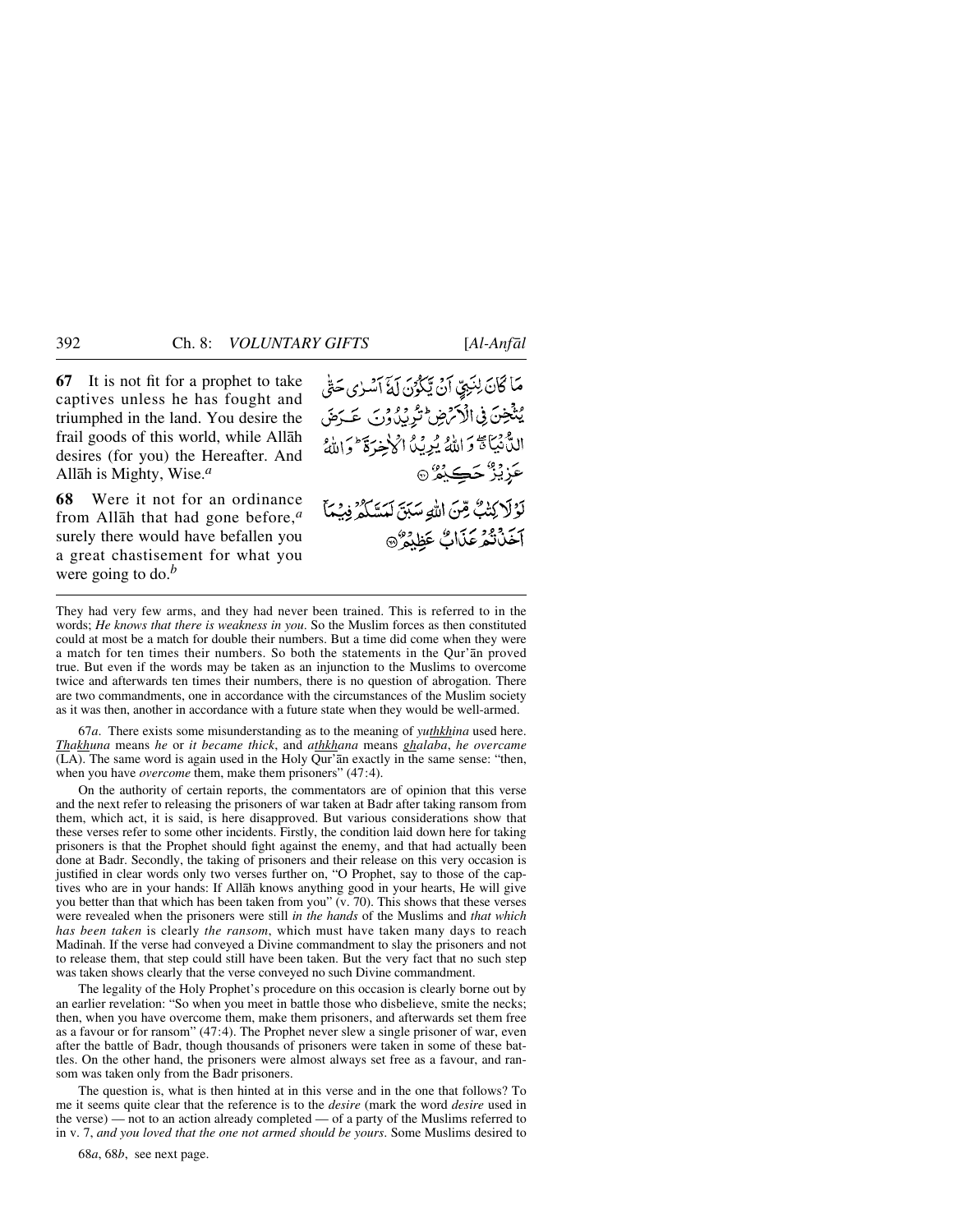**67** It is not fit for a prophet to take captives unless he has fought and triumphed in the land. You desire the frail goods of this world, while Allāh desires (for you) the Hereafter. And Allāh is Mighty, Wise.[a]

مَا كَانَ لِنَبِيٍّ أَنْ يَكُوْنَ لَهٗٓ أَسْرٰى حَتّٰى يُثْخِنَ فِي الْأَرْضِ ۚ تُرِيْدُوْنَ عَرَضَ الدُّنْيَا ۖ وَاللّٰهُ يُرِيْدُ الْاٰخِرَةَ ۗ وَاللّٰهُ عَزِيْزٌ حَكِيْمٌ ۝

**68** Were it not for an ordinance from Allāh that had gone before,[a] surely there would have befallen you a great chastisement for what you were going to do.[b]

لَوْلَا كِتٰبٌ مِّنَ اللّٰهِ سَبَقَ لَمَسَّكُمْ فِيْمَآ أَخَذْتُمْ عَذَابٌ عَظِيْمٌ ۝

---

They had very few arms, and they had never been trained. This is referred to in the words; *He knows that there is weakness in you*. So the Muslim forces as then constituted could at most be a match for double their numbers. But a time did come when they were a match for ten times their numbers. So both the statements in the Qur'ān proved true. But even if the words may be taken as an injunction to the Muslims to overcome twice and afterwards ten times their numbers, there is no question of abrogation. There are two commandments, one in accordance with the circumstances of the Muslim society as it was then, another in accordance with a future state when they would be well-armed.

67*a*. There exists some misunderstanding as to the meaning of *yuthkhina* used here. *Thakhuna* means *he* or *it became thick*, and *athkhana* means *ghalaba*, *he overcame* (LA). The same word is again used in the Holy Qur'ān exactly in the same sense: "then, when you have *overcome* them, make them prisoners" (47:4).

On the authority of certain reports, the commentators are of opinion that this verse and the next refer to releasing the prisoners of war taken at Badr after taking ransom from them, which act, it is said, is here disapproved. But various considerations show that these verses refer to some other incidents. Firstly, the condition laid down here for taking prisoners is that the Prophet should fight against the enemy, and that had actually been done at Badr. Secondly, the taking of prisoners and their release on this very occasion is justified in clear words only two verses further on, "O Prophet, say to those of the captives who are in your hands: If Allāh knows anything good in your hearts, He will give you better than that which has been taken from you" (v. 70). This shows that these verses were revealed when the prisoners were still *in the hands* of the Muslims and *that which has been taken* is clearly *the ransom*, which must have taken many days to reach Madīnah. If the verse had conveyed a Divine commandment to slay the prisoners and not to release them, that step could still have been taken. But the very fact that no such step was taken shows clearly that the verse conveyed no such Divine commandment.

The legality of the Holy Prophet's procedure on this occasion is clearly borne out by an earlier revelation: "So when you meet in battle those who disbelieve, smite the necks; then, when you have overcome them, make them prisoners, and afterwards set them free as a favour or for ransom" (47:4). The Prophet never slew a single prisoner of war, even after the battle of Badr, though thousands of prisoners were taken in some of these battles. On the other hand, the prisoners were almost always set free as a favour, and ransom was taken only from the Badr prisoners.

The question is, what is then hinted at in this verse and in the one that follows? To me it seems quite clear that the reference is to the *desire* (mark the word *desire* used in the verse) — not to an action already completed — of a party of the Muslims referred to in v. 7, *and you loved that the one not armed should be yours*. Some Muslims desired to

68*a*, 68*b*, see next page.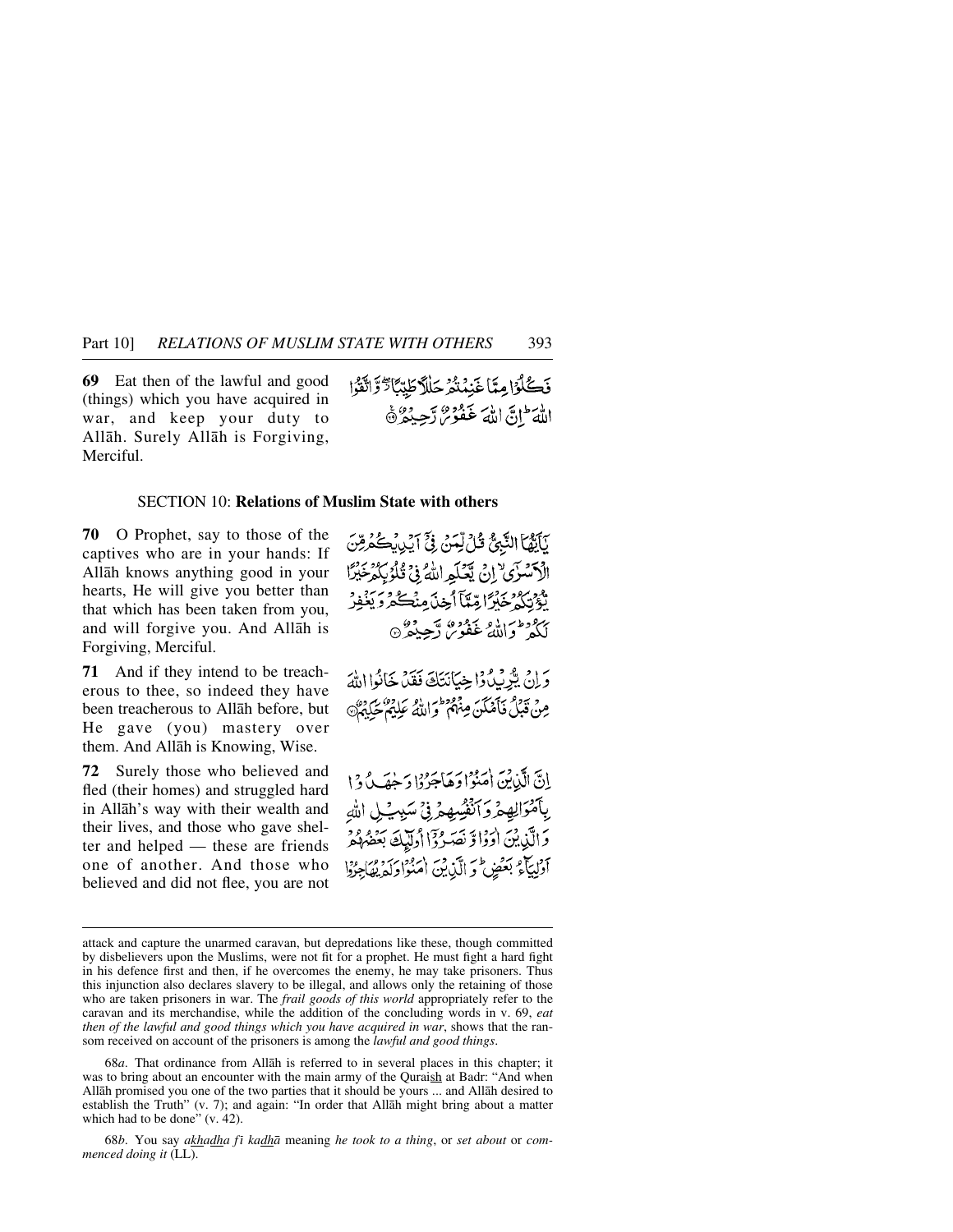**69** Eat then of the lawful and good (things) which you have acquired in war, and keep your duty to Allāh. Surely Allāh is Forgiving, Merciful.

فَكُلُوْا مِمَّا غَنِمْتُمْ حَلٰلًا طَيِّبًا ۖ وَّاتَّقُوا اللّٰهَ ؕ اِنَّ اللّٰهَ غَفُوْرٌ رَّحِيْمٌ ﴿۶۹﴾

## SECTION 10: Relations of Muslim State with others

**70** O Prophet, say to those of the captives who are in your hands: If Allāh knows anything good in your hearts, He will give you better than that which has been taken from you, and will forgive you. And Allāh is Forgiving, Merciful.

يٰۤاَيُّهَا النَّبِيُّ قُلْ لِّمَنْ فِيْۤ اَيْدِيْكُمْ مِّنَ الْاَسْرٰۤى ۙ اِنْ يَّعْلَمِ اللّٰهُ فِيْ قُلُوْبِكُمْ خَيْرًا يُّؤْتِكُمْ خَيْرًا مِّمَّاۤ اُخِذَ مِنْكُمْ وَيَغْفِرْ لَكُمْ ؕ وَاللّٰهُ غَفُوْرٌ رَّحِيْمٌ ﴿۷۰﴾

**71** And if they intend to be treacherous to thee, so indeed they have been treacherous to Allāh before, but He gave (you) mastery over them. And Allāh is Knowing, Wise.

وَاِنْ يُّرِيْدُوْا خِيَانَتَكَ فَقَدْ خَانُوا اللّٰهَ مِنْ قَبْلُ فَاَمْكَنَ مِنْهُمْ ؕ وَاللّٰهُ عَلِيْمٌ حَكِيْمٌ ﴿۷۱﴾

**72** Surely those who believed and fled (their homes) and struggled hard in Allāh's way with their wealth and their lives, and those who gave shelter and helped — these are friends one of another. And those who believed and did not flee, you are not

اِنَّ الَّذِيْنَ اٰمَنُوْا وَهَاجَرُوْا وَجٰهَدُوْا بِاَمْوَالِهِمْ وَاَنْفُسِهِمْ فِيْ سَبِيْلِ اللّٰهِ وَالَّذِيْنَ اٰوَوْا وَّنَصَرُوْۤا اُولٰٓئِكَ بَعْضُهُمْ اَوْلِيَآءُ بَعْضٍ ؕ وَالَّذِيْنَ اٰمَنُوْا وَلَمْ يُهَاجِرُوْا

---

attack and capture the unarmed caravan, but depredations like these, though committed by disbelievers upon the Muslims, were not fit for a prophet. He must fight a hard fight in his defence first and then, if he overcomes the enemy, he may take prisoners. Thus this injunction also declares slavery to be illegal, and allows only the retaining of those who are taken prisoners in war. The *frail goods of this world* appropriately refer to the caravan and its merchandise, while the addition of the concluding words in v. 69, *eat then of the lawful and good things which you have acquired in war*, shows that the ransom received on account of the prisoners is among the *lawful and good things*.

68*a*. That ordinance from Allāh is referred to in several places in this chapter; it was to bring about an encounter with the main army of the Quraish at Badr: "And when Allāh promised you one of the two parties that it should be yours ... and Allāh desired to establish the Truth" (v. 7); and again: "In order that Allāh might bring about a matter which had to be done" (v. 42).

68*b*. You say *akhadha fī kadhā* meaning *he took to a thing*, or *set about* or *commenced doing it* (LL).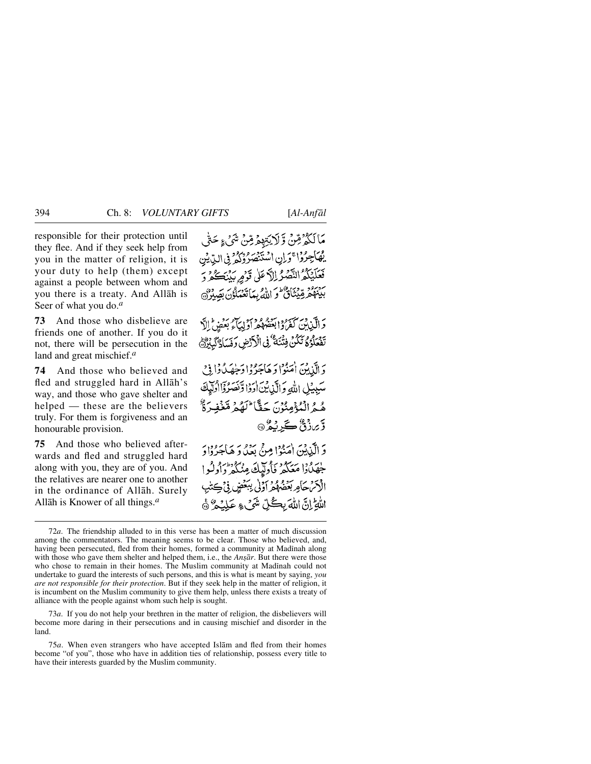responsible for their protection until they flee. And if they seek help from you in the matter of religion, it is your duty to help (them) except against a people between whom and you there is a treaty. And Allāh is Seer of what you do.[a]

مَا لَكُمْ مِّنْ وَّلَايَتِهِمْ مِّنْ شَيْءٍ حَتّٰى يُهَاجِرُوْا ۚ وَ اِنِ اسْتَنْصَرُوْكُمْ فِي الدِّيْنِ فَعَلَيْكُمُ النَّصْرُ اِلَّا عَلٰى قَوْمٍ بَيْنَكُمْ وَ بَيْنَهُمْ مِّيْثَاقٌ ؕ وَ اللّٰهُ بِمَا تَعْمَلُوْنَ بَصِيْرٌ ﴿۷۲﴾

**73** And those who disbelieve are friends one of another. If you do it not, there will be persecution in the land and great mischief.[a]

وَ الَّذِيْنَ كَفَرُوْا بَعْضُهُمْ اَوْلِيَآءُ بَعْضٍ ؕ اِلَّا تَفْعَلُوْهُ تَكُنْ فِتْنَةٌ فِي الْاَرْضِ وَ فَسَادٌ كَبِيْرٌ ﴿۷۳﴾

**74** And those who believed and fled and struggled hard in Allāh's way, and those who gave shelter and helped — these are the believers truly. For them is forgiveness and an honourable provision.

وَ الَّذِيْنَ اٰمَنُوْا وَ هَاجَرُوْا وَ جٰهَدُوْا فِيْ سَبِيْلِ اللّٰهِ وَ الَّذِيْنَ اٰوَوْا وَّ نَصَرُوْۤا اُولٰٓئِكَ هُمُ الْمُؤْمِنُوْنَ حَقًّا ؕ لَهُمْ مَّغْفِرَةٌ وَّ رِزْقٌ كَرِيْمٌ ﴿۷۴﴾

**75** And those who believed afterwards and fled and struggled hard along with you, they are of you. And the relatives are nearer one to another in the ordinance of Allāh. Surely Allāh is Knower of all things.[a]

وَ الَّذِيْنَ اٰمَنُوْا مِنْۢ بَعْدُ وَ هَاجَرُوْا وَ جٰهَدُوْا مَعَكُمْ فَاُولٰٓئِكَ مِنْكُمْ ؕ وَ اُولُوا الْاَرْحَامِ بَعْضُهُمْ اَوْلٰى بِبَعْضٍ فِيْ كِتٰبِ اللّٰهِ ؕ اِنَّ اللّٰهَ بِكُلِّ شَيْءٍ عَلِيْمٌ ﴿۷۵﴾

---

72*a*. The friendship alluded to in this verse has been a matter of much discussion among the commentators. The meaning seems to be clear. Those who believed, and, having been persecuted, fled from their homes, formed a community at Madīnah along with those who gave them shelter and helped them, i.e., the *Anṣār*. But there were those who chose to remain in their homes. The Muslim community at Madīnah could not undertake to guard the interests of such persons, and this is what is meant by saying, *you are not responsible for their protection*. But if they seek help in the matter of religion, it is incumbent on the Muslim community to give them help, unless there exists a treaty of alliance with the people against whom such help is sought.

73*a*. If you do not help your brethren in the matter of religion, the disbelievers will become more daring in their persecutions and in causing mischief and disorder in the land.

75*a*. When even strangers who have accepted Islām and fled from their homes become "of you", those who have in addition ties of relationship, possess every title to have their interests guarded by the Muslim community.